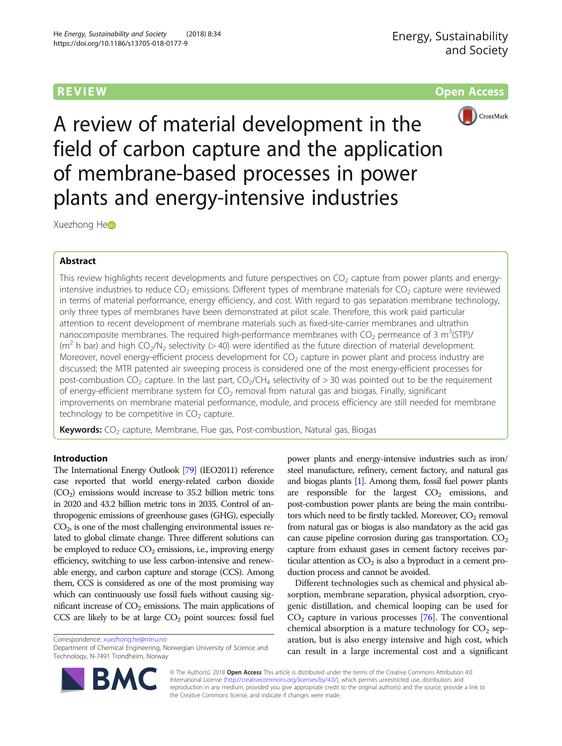REVIEW

Open Access

# A review of material development in the field of carbon capture and the application of membrane-based processes in power plants and energy-intensive industries

Xuezhong He

## Abstract

This review highlights recent developments and future perspectives on $CO_2$ capture from power plants and energy-intensive industries to reduce $CO_2$ emissions. Different types of membrane materials for $CO_2$ capture were reviewed in terms of material performance, energy efficiency, and cost. With regard to gas separation membrane technology, only three types of membranes have been demonstrated at pilot scale. Therefore, this work paid particular attention to recent development of membrane materials such as fixed-site-carrier membranes and ultrathin nanocomposite membranes. The required high-performance membranes with $CO_2$ permeance of 3 $m^3$(STP)/($m^2$ h bar) and high $CO_2/N_2$ selectivity (> 40) were identified as the future direction of material development. Moreover, novel energy-efficient process development for $CO_2$ capture in power plant and process industry are discussed; the MTR patented air sweeping process is considered one of the most energy-efficient processes for post-combustion $CO_2$ capture. In the last part, $CO_2/CH_4$ selectivity of > 30 was pointed out to be the requirement of energy-efficient membrane system for $CO_2$ removal from natural gas and biogas. Finally, significant improvements on membrane material performance, module, and process efficiency are still needed for membrane technology to be competitive in $CO_2$ capture.

**Keywords:** $CO_2$ capture, Membrane, Flue gas, Post-combustion, Natural gas, Biogas

## Introduction

The International Energy Outlook [79] (IEO2011) reference case reported that world energy-related carbon dioxide ($CO_2$) emissions would increase to 35.2 billion metric tons in 2020 and 43.2 billion metric tons in 2035. Control of anthropogenic emissions of greenhouse gases (GHG), especially $CO_2$, is one of the most challenging environmental issues related to global climate change. Three different solutions can be employed to reduce $CO_2$ emissions, i.e., improving energy efficiency, switching to use less carbon-intensive and renewable energy, and carbon capture and storage (CCS). Among them, CCS is considered as one of the most promising way which can continuously use fossil fuels without causing significant increase of $CO_2$ emissions. The main applications of CCS are likely to be at large $CO_2$ point sources: fossil fuel power plants and energy-intensive industries such as iron/steel manufacture, refinery, cement factory, and natural gas and biogas plants [1]. Among them, fossil fuel power plants are responsible for the largest $CO_2$ emissions, and post-combustion power plants are being the main contributors which need to be firstly tackled. Moreover, $CO_2$ removal from natural gas or biogas is also mandatory as the acid gas can cause pipeline corrosion during gas transportation. $CO_2$ capture from exhaust gases in cement factory receives particular attention as $CO_2$ is also a byproduct in a cement production process and cannot be avoided.

Different technologies such as chemical and physical absorption, membrane separation, physical adsorption, cryogenic distillation, and chemical looping can be used for $CO_2$ capture in various processes [76]. The conventional chemical absorption is a mature technology for $CO_2$ separation, but is also energy intensive and high cost, which can result in a large incremental cost and a significant

Correspondence: xuezhong.he@ntnu.no
Department of Chemical Engineering, Norwegian University of Science and Technology, N-7491 Trondheim, Norway

© The Author(s). 2018 **Open Access** This article is distributed under the terms of the Creative Commons Attribution 4.0 International License (http://creativecommons.org/licenses/by/4.0/), which permits unrestricted use, distribution, and reproduction in any medium, provided you give appropriate credit to the original author(s) and the source, provide a link to the Creative Commons license, and indicate if changes were made.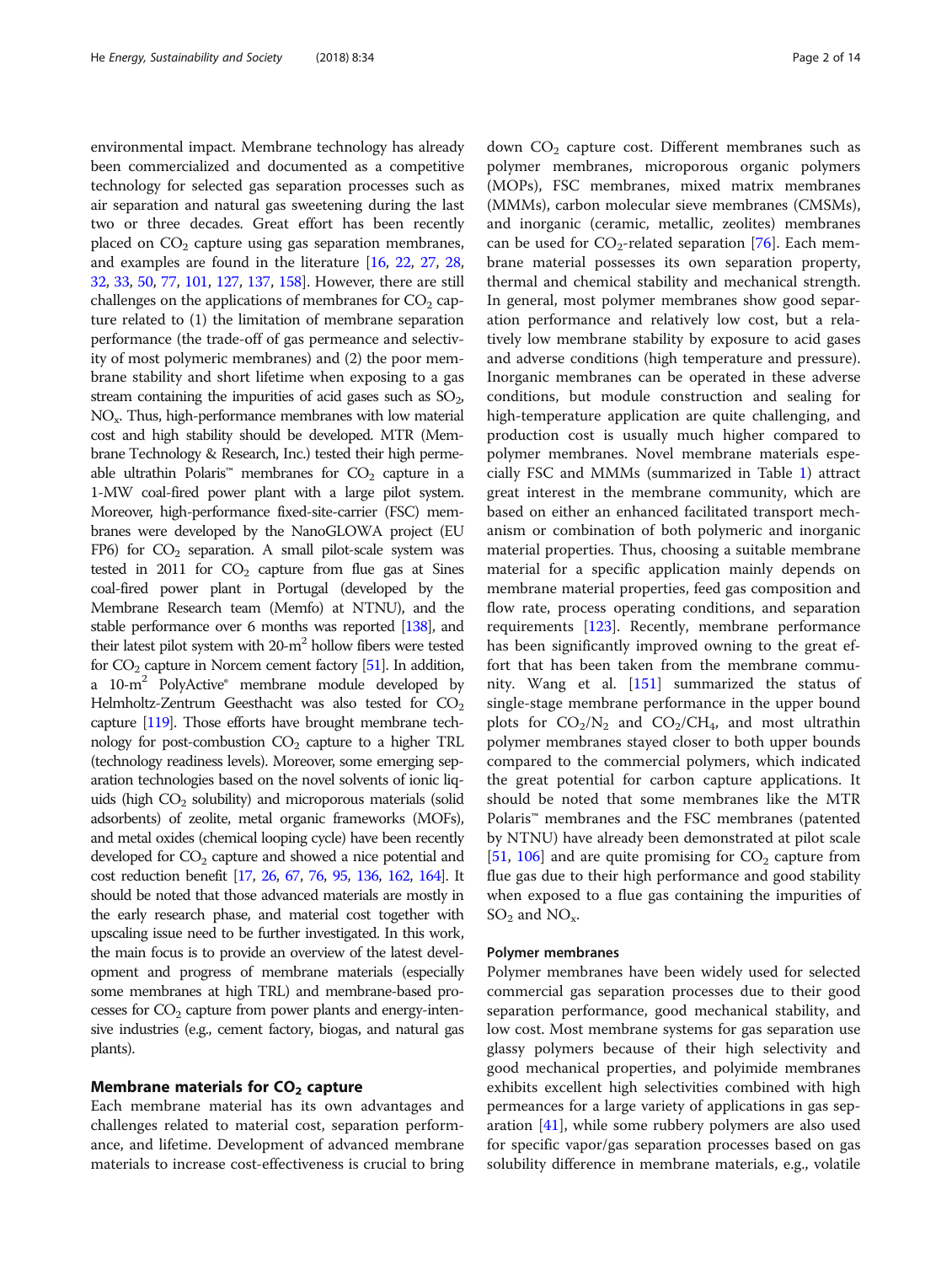environmental impact. Membrane technology has already been commercialized and documented as a competitive technology for selected gas separation processes such as air separation and natural gas sweetening during the last two or three decades. Great effort has been recently placed on $CO_2$ capture using gas separation membranes, and examples are found in the literature [16, 22, 27, 28, 32, 33, 50, 77, 101, 127, 137, 158]. However, there are still challenges on the applications of membranes for $CO_2$ capture related to (1) the limitation of membrane separation performance (the trade-off of gas permeance and selectivity of most polymeric membranes) and (2) the poor membrane stability and short lifetime when exposing to a gas stream containing the impurities of acid gases such as $SO_2$, $NO_x$. Thus, high-performance membranes with low material cost and high stability should be developed. MTR (Membrane Technology & Research, Inc.) tested their high permeable ultrathin Polaris™ membranes for $CO_2$ capture in a 1-MW coal-fired power plant with a large pilot system. Moreover, high-performance fixed-site-carrier (FSC) membranes were developed by the NanoGLOWA project (EU FP6) for $CO_2$ separation. A small pilot-scale system was tested in 2011 for $CO_2$ capture from flue gas at Sines coal-fired power plant in Portugal (developed by the Membrane Research team (Memfo) at NTNU), and the stable performance over 6 months was reported [138], and their latest pilot system with 20-m$^2$ hollow fibers were tested for $CO_2$ capture in Norcem cement factory [51]. In addition, a 10-m$^2$ PolyActive® membrane module developed by Helmholtz-Zentrum Geesthacht was also tested for $CO_2$ capture [119]. Those efforts have brought membrane technology for post-combustion $CO_2$ capture to a higher TRL (technology readiness levels). Moreover, some emerging separation technologies based on the novel solvents of ionic liquids (high $CO_2$ solubility) and microporous materials (solid adsorbents) of zeolite, metal organic frameworks (MOFs), and metal oxides (chemical looping cycle) have been recently developed for $CO_2$ capture and showed a nice potential and cost reduction benefit [17, 26, 67, 76, 95, 136, 162, 164]. It should be noted that those advanced materials are mostly in the early research phase, and material cost together with upscaling issue need to be further investigated. In this work, the main focus is to provide an overview of the latest development and progress of membrane materials (especially some membranes at high TRL) and membrane-based processes for $CO_2$ capture from power plants and energy-intensive industries (e.g., cement factory, biogas, and natural gas plants).

## Membrane materials for $CO_2$ capture

Each membrane material has its own advantages and challenges related to material cost, separation performance, and lifetime. Development of advanced membrane materials to increase cost-effectiveness is crucial to bring down $CO_2$ capture cost. Different membranes such as polymer membranes, microporous organic polymers (MOPs), FSC membranes, mixed matrix membranes (MMMs), carbon molecular sieve membranes (CMSMs), and inorganic (ceramic, metallic, zeolites) membranes can be used for $CO_2$-related separation [76]. Each membrane material possesses its own separation property, thermal and chemical stability and mechanical strength. In general, most polymer membranes show good separation performance and relatively low cost, but a relatively low membrane stability by exposure to acid gases and adverse conditions (high temperature and pressure). Inorganic membranes can be operated in these adverse conditions, but module construction and sealing for high-temperature application are quite challenging, and production cost is usually much higher compared to polymer membranes. Novel membrane materials especially FSC and MMMs (summarized in Table 1) attract great interest in the membrane community, which are based on either an enhanced facilitated transport mechanism or combination of both polymeric and inorganic material properties. Thus, choosing a suitable membrane material for a specific application mainly depends on membrane material properties, feed gas composition and flow rate, process operating conditions, and separation requirements [123]. Recently, membrane performance has been significantly improved owning to the great effort that has been taken from the membrane community. Wang et al. [151] summarized the status of single-stage membrane performance in the upper bound plots for $CO_2/N_2$ and $CO_2/CH_4$, and most ultrathin polymer membranes stayed closer to both upper bounds compared to the commercial polymers, which indicated the great potential for carbon capture applications. It should be noted that some membranes like the MTR Polaris™ membranes and the FSC membranes (patented by NTNU) have already been demonstrated at pilot scale [51, 106] and are quite promising for $CO_2$ capture from flue gas due to their high performance and good stability when exposed to a flue gas containing the impurities of $SO_2$ and $NO_x$.

### Polymer membranes

Polymer membranes have been widely used for selected commercial gas separation processes due to their good separation performance, good mechanical stability, and low cost. Most membrane systems for gas separation use glassy polymers because of their high selectivity and good mechanical properties, and polyimide membranes exhibits excellent high selectivities combined with high permeances for a large variety of applications in gas separation [41], while some rubbery polymers are also used for specific vapor/gas separation processes based on gas solubility difference in membrane materials, e.g., volatile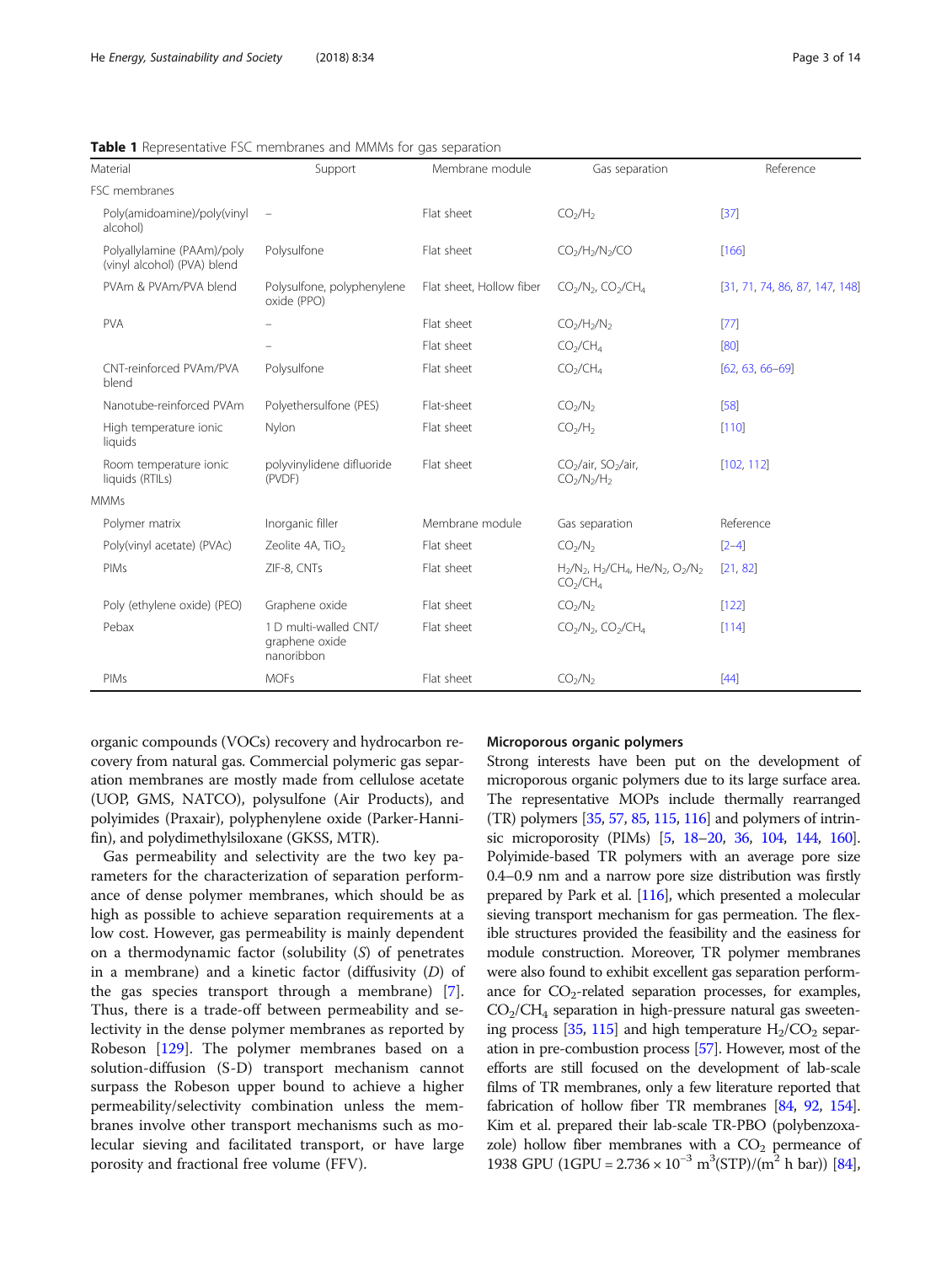**Table 1** Representative FSC membranes and MMMs for gas separation

| Material | Support | Membrane module | Gas separation | Reference |
|---|---|---|---|---|
| FSC membranes | | | | |
| Poly(amidoamine)/poly(vinyl alcohol) | – | Flat sheet | $CO_2/H_2$ | [37] |
| Polyallylamine (PAAm)/poly (vinyl alcohol) (PVA) blend | Polysulfone | Flat sheet | $CO_2/H_2/N_2/CO$ | [166] |
| PVAm & PVAm/PVA blend | Polysulfone, polyphenylene oxide (PPO) | Flat sheet, Hollow fiber | $CO_2/N_2$, $CO_2/CH_4$ | [31, 71, 74, 86, 87, 147, 148] |
| PVA | – | Flat sheet | $CO_2/H_2/N_2$ | [77] |
| | – | Flat sheet | $CO_2/CH_4$ | [80] |
| CNT-reinforced PVAm/PVA blend | Polysulfone | Flat sheet | $CO_2/CH_4$ | [62, 63, 66–69] |
| Nanotube-reinforced PVAm | Polyethersulfone (PES) | Flat-sheet | $CO_2/N_2$ | [58] |
| High temperature ionic liquids | Nylon | Flat sheet | $CO_2/H_2$ | [110] |
| Room temperature ionic liquids (RTILs) | polyvinylidene difluoride (PVDF) | Flat sheet | $CO_2$/air, $SO_2$/air, $CO_2/N_2/H_2$ | [102, 112] |
| MMMs | | | | |
| Polymer matrix | Inorganic filler | Membrane module | Gas separation | Reference |
| Poly(vinyl acetate) (PVAc) | Zeolite 4A, $TiO_2$ | Flat sheet | $CO_2/N_2$ | [2–4] |
| PIMs | ZIF-8, CNTs | Flat sheet | $H_2/N_2$, $H_2/CH_4$, $He/N_2$, $O_2/N_2$ $CO_2/CH_4$ | [21, 82] |
| Poly (ethylene oxide) (PEO) | Graphene oxide | Flat sheet | $CO_2/N_2$ | [122] |
| Pebax | 1 D multi-walled CNT/ graphene oxide nanoribbon | Flat sheet | $CO_2/N_2$, $CO_2/CH_4$ | [114] |
| PIMs | MOFs | Flat sheet | $CO_2/N_2$ | [44] |

organic compounds (VOCs) recovery and hydrocarbon recovery from natural gas. Commercial polymeric gas separation membranes are mostly made from cellulose acetate (UOP, GMS, NATCO), polysulfone (Air Products), and polyimides (Praxair), polyphenylene oxide (Parker-Hannifin), and polydimethylsiloxane (GKSS, MTR).

Gas permeability and selectivity are the two key parameters for the characterization of separation performance of dense polymer membranes, which should be as high as possible to achieve separation requirements at a low cost. However, gas permeability is mainly dependent on a thermodynamic factor (solubility ($S$) of penetrates in a membrane) and a kinetic factor (diffusivity ($D$) of the gas species transport through a membrane) [7]. Thus, there is a trade-off between permeability and selectivity in the dense polymer membranes as reported by Robeson [129]. The polymer membranes based on a solution-diffusion (S-D) transport mechanism cannot surpass the Robeson upper bound to achieve a higher permeability/selectivity combination unless the membranes involve other transport mechanisms such as molecular sieving and facilitated transport, or have large porosity and fractional free volume (FFV).

### Microporous organic polymers

Strong interests have been put on the development of microporous organic polymers due to its large surface area. The representative MOPs include thermally rearranged (TR) polymers [35, 57, 85, 115, 116] and polymers of intrinsic microporosity (PIMs) [5, 18–20, 36, 104, 144, 160]. Polyimide-based TR polymers with an average pore size 0.4–0.9 nm and a narrow pore size distribution was firstly prepared by Park et al. [116], which presented a molecular sieving transport mechanism for gas permeation. The flexible structures provided the feasibility and the easiness for module construction. Moreover, TR polymer membranes were also found to exhibit excellent gas separation performance for $CO_2$-related separation processes, for examples, $CO_2/CH_4$ separation in high-pressure natural gas sweetening process [35, 115] and high temperature $H_2/CO_2$ separation in pre-combustion process [57]. However, most of the efforts are still focused on the development of lab-scale films of TR membranes, only a few literature reported that fabrication of hollow fiber TR membranes [84, 92, 154]. Kim et al. prepared their lab-scale TR-PBO (polybenzoxazole) hollow fiber membranes with a $CO_2$ permeance of 1938 GPU (1GPU = $2.736 \times 10^{-3}$ $m^3$(STP)/($m^2$ h bar)) [84],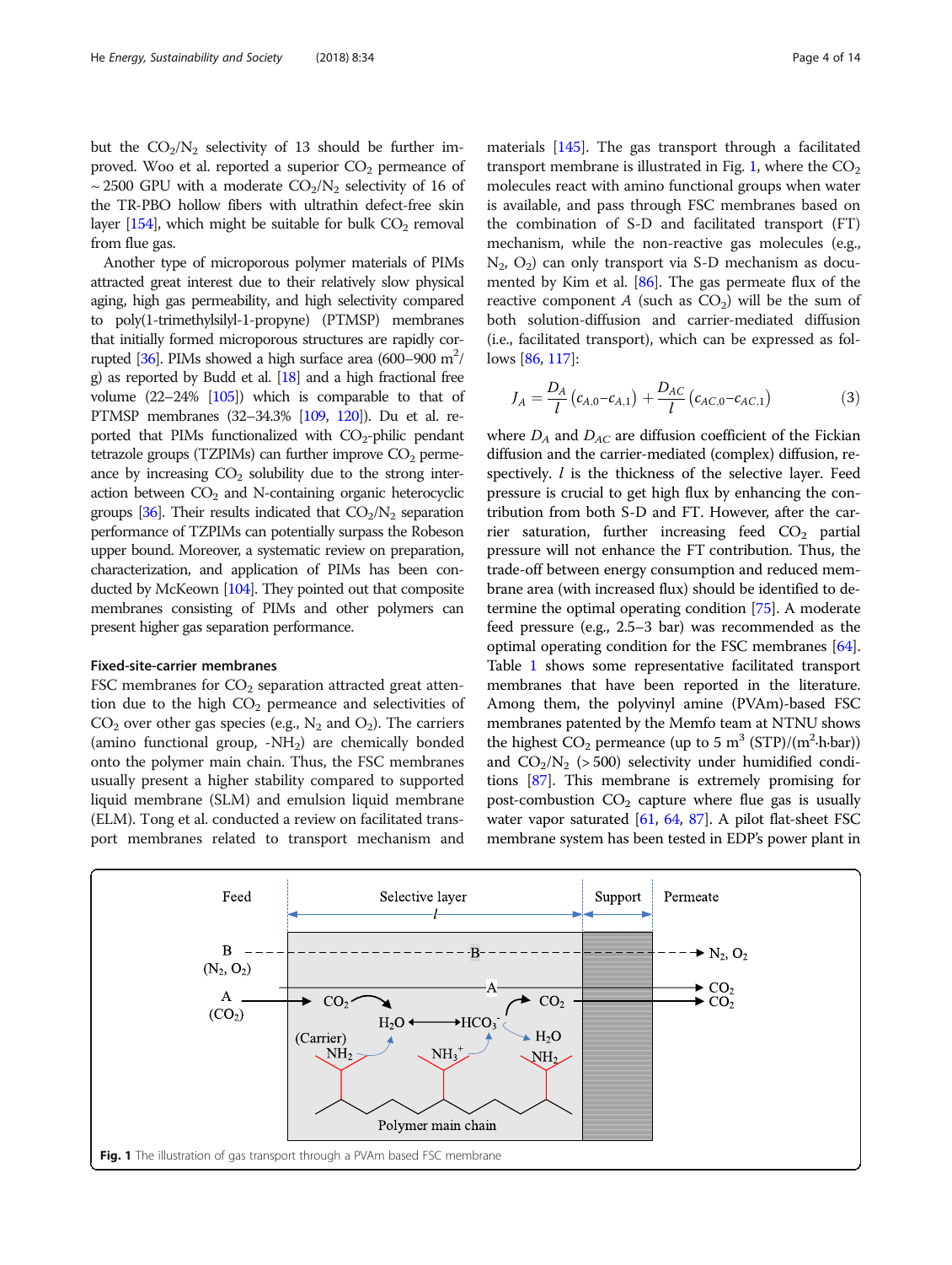but the $CO_2/N_2$ selectivity of 13 should be further improved. Woo et al. reported a superior $CO_2$ permeance of ~ 2500 GPU with a moderate $CO_2/N_2$ selectivity of 16 of the TR-PBO hollow fibers with ultrathin defect-free skin layer [154], which might be suitable for bulk $CO_2$ removal from flue gas.

Another type of microporous polymer materials of PIMs attracted great interest due to their relatively slow physical aging, high gas permeability, and high selectivity compared to poly(1-trimethylsilyl-1-propyne) (PTMSP) membranes that initially formed microporous structures are rapidly corrupted [36]. PIMs showed a high surface area (600–900 $m^2$/g) as reported by Budd et al. [18] and a high fractional free volume (22–24% [105]) which is comparable to that of PTMSP membranes (32–34.3% [109, 120]). Du et al. reported that PIMs functionalized with $CO_2$-philic pendant tetrazole groups (TZPIMs) can further improve $CO_2$ permeance by increasing $CO_2$ solubility due to the strong interaction between $CO_2$ and N-containing organic heterocyclic groups [36]. Their results indicated that $CO_2/N_2$ separation performance of TZPIMs can potentially surpass the Robeson upper bound. Moreover, a systematic review on preparation, characterization, and application of PIMs has been conducted by McKeown [104]. They pointed out that composite membranes consisting of PIMs and other polymers can present higher gas separation performance.

### Fixed-site-carrier membranes

FSC membranes for $CO_2$ separation attracted great attention due to the high $CO_2$ permeance and selectivities of $CO_2$ over other gas species (e.g., $N_2$ and $O_2$). The carriers (amino functional group, $-NH_2$) are chemically bonded onto the polymer main chain. Thus, the FSC membranes usually present a higher stability compared to supported liquid membrane (SLM) and emulsion liquid membrane (ELM). Tong et al. conducted a review on facilitated transport membranes related to transport mechanism and materials [145]. The gas transport through a facilitated transport membrane is illustrated in Fig. 1, where the $CO_2$ molecules react with amino functional groups when water is available, and pass through FSC membranes based on the combination of S-D and facilitated transport (FT) mechanism, while the non-reactive gas molecules (e.g., $N_2$, $O_2$) can only transport via S-D mechanism as documented by Kim et al. [86]. The gas permeate flux of the reactive component $A$ (such as $CO_2$) will be the sum of both solution-diffusion and carrier-mediated diffusion (i.e., facilitated transport), which can be expressed as follows [86, 117]:

$$J_A = \frac{D_A}{l}\left(c_{A,0} - c_{A,1}\right) + \frac{D_{AC}}{l}\left(c_{AC,0} - c_{AC,1}\right) \tag{3}$$

where $D_A$ and $D_{AC}$ are diffusion coefficient of the Fickian diffusion and the carrier-mediated (complex) diffusion, respectively. $l$ is the thickness of the selective layer. Feed pressure is crucial to get high flux by enhancing the contribution from both S-D and FT. However, after the carrier saturation, further increasing feed $CO_2$ partial pressure will not enhance the FT contribution. Thus, the trade-off between energy consumption and reduced membrane area (with increased flux) should be identified to determine the optimal operating condition [75]. A moderate feed pressure (e.g., 2.5–3 bar) was recommended as the optimal operating condition for the FSC membranes [64]. Table 1 shows some representative facilitated transport membranes that have been reported in the literature. Among them, the polyvinyl amine (PVAm)-based FSC membranes patented by the Memfo team at NTNU shows the highest $CO_2$ permeance (up to 5 $m^3$ (STP)/($m^2$·h·bar)) and $CO_2/N_2$ (> 500) selectivity under humidified conditions [87]. This membrane is extremely promising for post-combustion $CO_2$ capture where flue gas is usually water vapor saturated [61, 64, 87]. A pilot flat-sheet FSC membrane system has been tested in EDP's power plant in

**Fig. 1** The illustration of gas transport through a PVAm based FSC membrane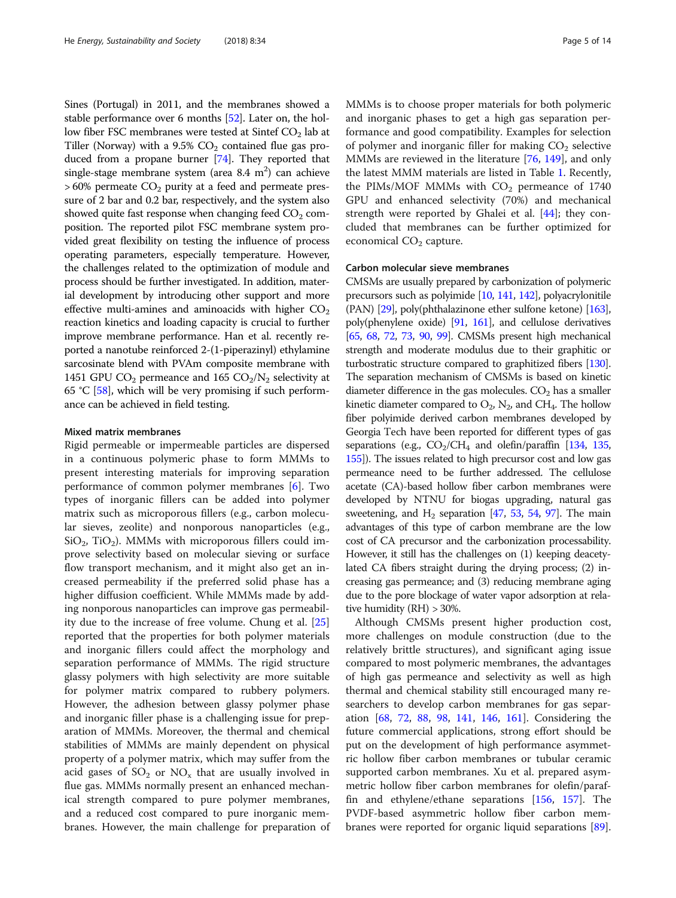Sines (Portugal) in 2011, and the membranes showed a stable performance over 6 months [52]. Later on, the hollow fiber FSC membranes were tested at Sintef $CO_2$ lab at Tiller (Norway) with a 9.5% $CO_2$ contained flue gas produced from a propane burner [74]. They reported that single-stage membrane system (area 8.4 $m^2$) can achieve > 60% permeate $CO_2$ purity at a feed and permeate pressure of 2 bar and 0.2 bar, respectively, and the system also showed quite fast response when changing feed $CO_2$ composition. The reported pilot FSC membrane system provided great flexibility on testing the influence of process operating parameters, especially temperature. However, the challenges related to the optimization of module and process should be further investigated. In addition, material development by introducing other support and more effective multi-amines and aminoacids with higher $CO_2$ reaction kinetics and loading capacity is crucial to further improve membrane performance. Han et al. recently reported a nanotube reinforced 2-(1-piperazinyl) ethylamine sarcosinate blend with PVAm composite membrane with 1451 GPU $CO_2$ permeance and 165 $CO_2/N_2$ selectivity at 65 °C [58], which will be very promising if such performance can be achieved in field testing.

#### Mixed matrix membranes

Rigid permeable or impermeable particles are dispersed in a continuous polymeric phase to form MMMs to present interesting materials for improving separation performance of common polymer membranes [6]. Two types of inorganic fillers can be added into polymer matrix such as microporous fillers (e.g., carbon molecular sieves, zeolite) and nonporous nanoparticles (e.g., $SiO_2$, $TiO_2$). MMMs with microporous fillers could improve selectivity based on molecular sieving or surface flow transport mechanism, and it might also get an increased permeability if the preferred solid phase has a higher diffusion coefficient. While MMMs made by adding nonporous nanoparticles can improve gas permeability due to the increase of free volume. Chung et al. [25] reported that the properties for both polymer materials and inorganic fillers could affect the morphology and separation performance of MMMs. The rigid structure glassy polymers with high selectivity are more suitable for polymer matrix compared to rubbery polymers. However, the adhesion between glassy polymer phase and inorganic filler phase is a challenging issue for preparation of MMMs. Moreover, the thermal and chemical stabilities of MMMs are mainly dependent on physical property of a polymer matrix, which may suffer from the acid gases of $SO_2$ or $NO_x$ that are usually involved in flue gas. MMMs normally present an enhanced mechanical strength compared to pure polymer membranes, and a reduced cost compared to pure inorganic membranes. However, the main challenge for preparation of MMMs is to choose proper materials for both polymeric and inorganic phases to get a high gas separation performance and good compatibility. Examples for selection of polymer and inorganic filler for making $CO_2$ selective MMMs are reviewed in the literature [76, 149], and only the latest MMM materials are listed in Table 1. Recently, the PIMs/MOF MMMs with $CO_2$ permeance of 1740 GPU and enhanced selectivity (70%) and mechanical strength were reported by Ghalei et al. [44]; they concluded that membranes can be further optimized for economical $CO_2$ capture.

#### Carbon molecular sieve membranes

CMSMs are usually prepared by carbonization of polymeric precursors such as polyimide [10, 141, 142], polyacrylonitile (PAN) [29], poly(phthalazinone ether sulfone ketone) [163], poly(phenylene oxide) [91, 161], and cellulose derivatives [65, 68, 72, 73, 90, 99]. CMSMs present high mechanical strength and moderate modulus due to their graphitic or turbostratic structure compared to graphitized fibers [130]. The separation mechanism of CMSMs is based on kinetic diameter difference in the gas molecules. $CO_2$ has a smaller kinetic diameter compared to $O_2$, $N_2$, and $CH_4$. The hollow fiber polyimide derived carbon membranes developed by Georgia Tech have been reported for different types of gas separations (e.g., $CO_2/CH_4$ and olefin/paraffin [134, 135, 155]). The issues related to high precursor cost and low gas permeance need to be further addressed. The cellulose acetate (CA)-based hollow fiber carbon membranes were developed by NTNU for biogas upgrading, natural gas sweetening, and $H_2$ separation [47, 53, 54, 97]. The main advantages of this type of carbon membrane are the low cost of CA precursor and the carbonization processability. However, it still has the challenges on (1) keeping deacetylated CA fibers straight during the drying process; (2) increasing gas permeance; and (3) reducing membrane aging due to the pore blockage of water vapor adsorption at relative humidity (RH) > 30%.

Although CMSMs present higher production cost, more challenges on module construction (due to the relatively brittle structures), and significant aging issue compared to most polymeric membranes, the advantages of high gas permeance and selectivity as well as high thermal and chemical stability still encouraged many researchers to develop carbon membranes for gas separation [68, 72, 88, 98, 141, 146, 161]. Considering the future commercial applications, strong effort should be put on the development of high performance asymmetric hollow fiber carbon membranes or tubular ceramic supported carbon membranes. Xu et al. prepared asymmetric hollow fiber carbon membranes for olefin/paraffin and ethylene/ethane separations [156, 157]. The PVDF-based asymmetric hollow fiber carbon membranes were reported for organic liquid separations [89].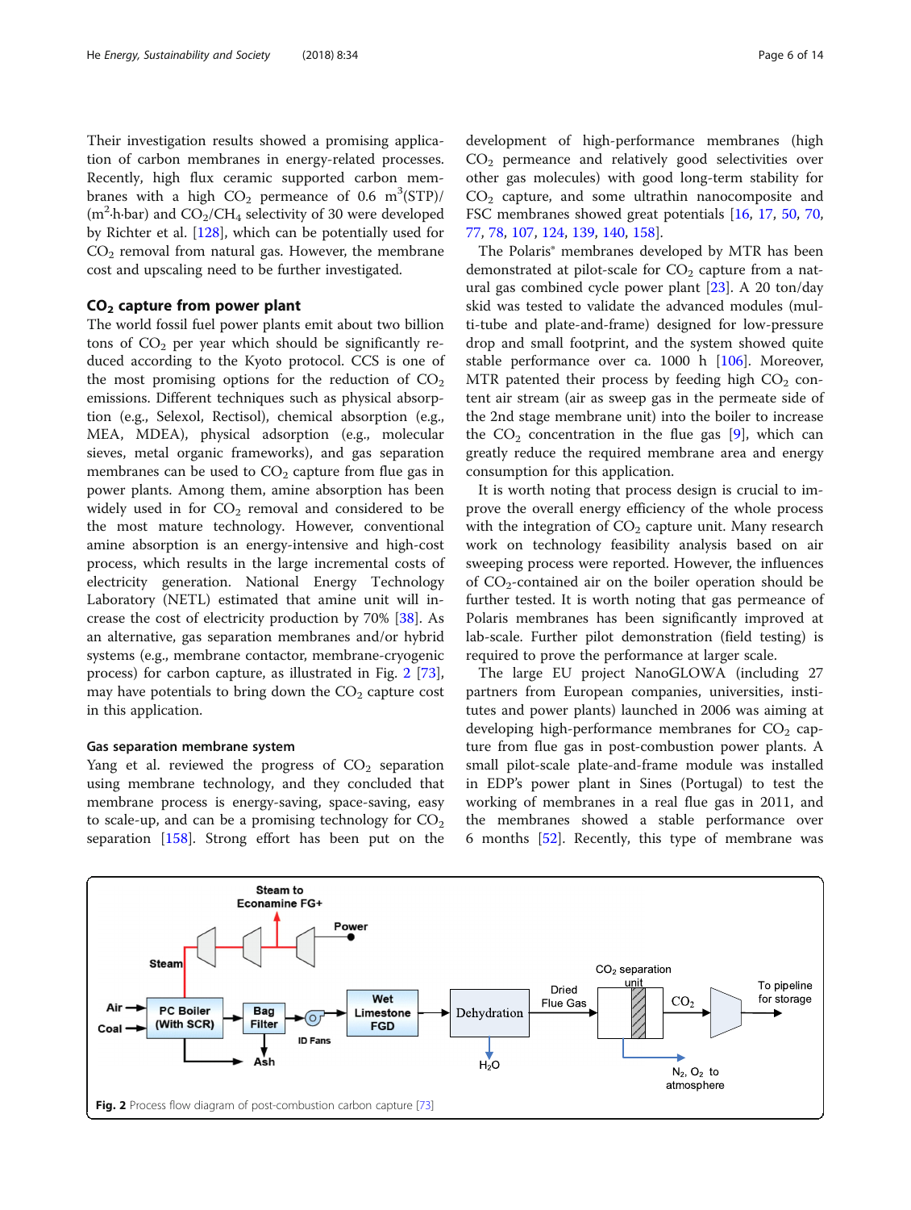Their investigation results showed a promising application of carbon membranes in energy-related processes. Recently, high flux ceramic supported carbon membranes with a high $CO_2$ permeance of 0.6 $m^3$(STP)/($m^2$·h·bar) and $CO_2$/$CH_4$ selectivity of 30 were developed by Richter et al. [128], which can be potentially used for $CO_2$ removal from natural gas. However, the membrane cost and upscaling need to be further investigated.

## $CO_2$ capture from power plant

The world fossil fuel power plants emit about two billion tons of $CO_2$ per year which should be significantly reduced according to the Kyoto protocol. CCS is one of the most promising options for the reduction of $CO_2$ emissions. Different techniques such as physical absorption (e.g., Selexol, Rectisol), chemical absorption (e.g., MEA, MDEA), physical adsorption (e.g., molecular sieves, metal organic frameworks), and gas separation membranes can be used to $CO_2$ capture from flue gas in power plants. Among them, amine absorption has been widely used in for $CO_2$ removal and considered to be the most mature technology. However, conventional amine absorption is an energy-intensive and high-cost process, which results in the large incremental costs of electricity generation. National Energy Technology Laboratory (NETL) estimated that amine unit will increase the cost of electricity production by 70% [38]. As an alternative, gas separation membranes and/or hybrid systems (e.g., membrane contactor, membrane-cryogenic process) for carbon capture, as illustrated in Fig. 2 [73], may have potentials to bring down the $CO_2$ capture cost in this application.

### Gas separation membrane system

Yang et al. reviewed the progress of $CO_2$ separation using membrane technology, and they concluded that membrane process is energy-saving, space-saving, easy to scale-up, and can be a promising technology for $CO_2$ separation [158]. Strong effort has been put on the development of high-performance membranes (high $CO_2$ permeance and relatively good selectivities over other gas molecules) with good long-term stability for $CO_2$ capture, and some ultrathin nanocomposite and FSC membranes showed great potentials [16, 17, 50, 70, 77, 78, 107, 124, 139, 140, 158].

The Polaris® membranes developed by MTR has been demonstrated at pilot-scale for $CO_2$ capture from a natural gas combined cycle power plant [23]. A 20 ton/day skid was tested to validate the advanced modules (multi-tube and plate-and-frame) designed for low-pressure drop and small footprint, and the system showed quite stable performance over ca. 1000 h [106]. Moreover, MTR patented their process by feeding high $CO_2$ content air stream (air as sweep gas in the permeate side of the 2nd stage membrane unit) into the boiler to increase the $CO_2$ concentration in the flue gas [9], which can greatly reduce the required membrane area and energy consumption for this application.

It is worth noting that process design is crucial to improve the overall energy efficiency of the whole process with the integration of $CO_2$ capture unit. Many research work on technology feasibility analysis based on air sweeping process were reported. However, the influences of $CO_2$-contained air on the boiler operation should be further tested. It is worth noting that gas permeance of Polaris membranes has been significantly improved at lab-scale. Further pilot demonstration (field testing) is required to prove the performance at larger scale.

The large EU project NanoGLOWA (including 27 partners from European companies, universities, institutes and power plants) launched in 2006 was aiming at developing high-performance membranes for $CO_2$ capture from flue gas in post-combustion power plants. A small pilot-scale plate-and-frame module was installed in EDP's power plant in Sines (Portugal) to test the working of membranes in a real flue gas in 2011, and the membranes showed a stable performance over 6 months [52]. Recently, this type of membrane was

**Fig. 2** Process flow diagram of post-combustion carbon capture [73]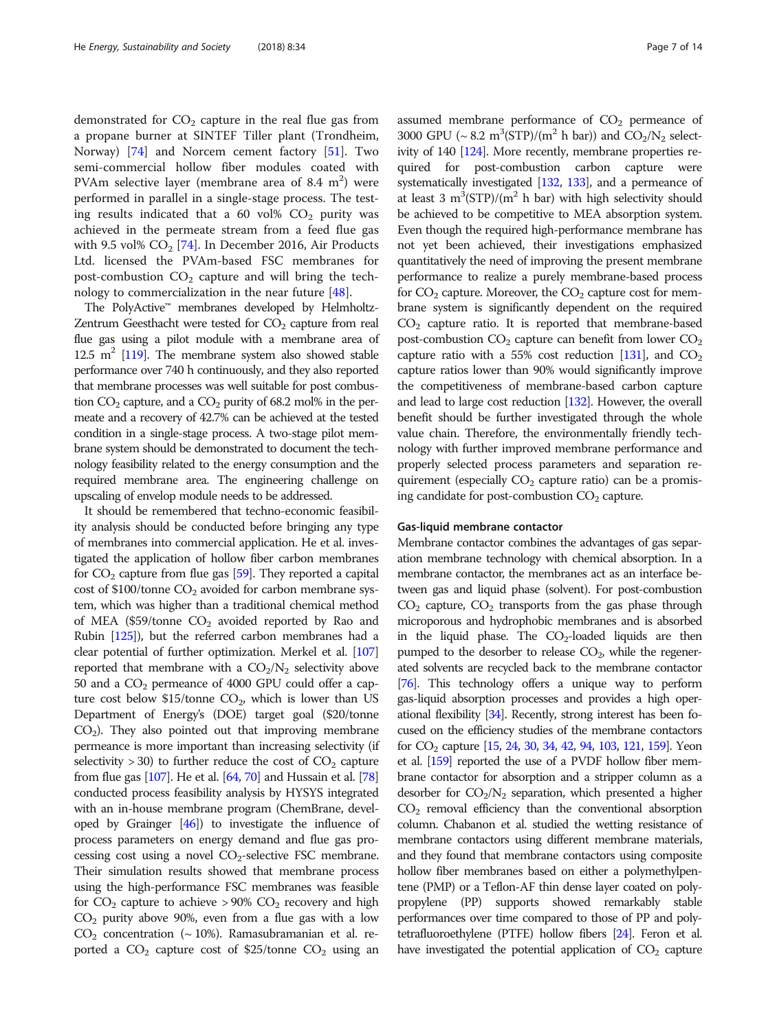demonstrated for $CO_2$ capture in the real flue gas from a propane burner at SINTEF Tiller plant (Trondheim, Norway) [74] and Norcem cement factory [51]. Two semi-commercial hollow fiber modules coated with PVAm selective layer (membrane area of 8.4 $m^2$) were performed in parallel in a single-stage process. The testing results indicated that a 60 vol% $CO_2$ purity was achieved in the permeate stream from a feed flue gas with 9.5 vol% $CO_2$ [74]. In December 2016, Air Products Ltd. licensed the PVAm-based FSC membranes for post-combustion $CO_2$ capture and will bring the technology to commercialization in the near future [48].

The PolyActive™ membranes developed by Helmholtz-Zentrum Geesthacht were tested for $CO_2$ capture from real flue gas using a pilot module with a membrane area of 12.5 $m^2$ [119]. The membrane system also showed stable performance over 740 h continuously, and they also reported that membrane processes was well suitable for post combustion $CO_2$ capture, and a $CO_2$ purity of 68.2 mol% in the permeate and a recovery of 42.7% can be achieved at the tested condition in a single-stage process. A two-stage pilot membrane system should be demonstrated to document the technology feasibility related to the energy consumption and the required membrane area. The engineering challenge on upscaling of envelop module needs to be addressed.

It should be remembered that techno-economic feasibility analysis should be conducted before bringing any type of membranes into commercial application. He et al. investigated the application of hollow fiber carbon membranes for $CO_2$ capture from flue gas [59]. They reported a capital cost of \$100/tonne $CO_2$ avoided for carbon membrane system, which was higher than a traditional chemical method of MEA (\$59/tonne $CO_2$ avoided reported by Rao and Rubin [125]), but the referred carbon membranes had a clear potential of further optimization. Merkel et al. [107] reported that membrane with a $CO_2/N_2$ selectivity above 50 and a $CO_2$ permeance of 4000 GPU could offer a capture cost below \$15/tonne $CO_2$, which is lower than US Department of Energy's (DOE) target goal (\$20/tonne $CO_2$). They also pointed out that improving membrane permeance is more important than increasing selectivity (if selectivity > 30) to further reduce the cost of $CO_2$ capture from flue gas [107]. He et al. [64, 70] and Hussain et al. [78] conducted process feasibility analysis by HYSYS integrated with an in-house membrane program (ChemBrane, developed by Grainger [46]) to investigate the influence of process parameters on energy demand and flue gas processing cost using a novel $CO_2$-selective FSC membrane. Their simulation results showed that membrane process using the high-performance FSC membranes was feasible for $CO_2$ capture to achieve > 90% $CO_2$ recovery and high $CO_2$ purity above 90%, even from a flue gas with a low $CO_2$ concentration (~ 10%). Ramasubramanian et al. reported a $CO_2$ capture cost of \$25/tonne $CO_2$ using an assumed membrane performance of $CO_2$ permeance of 3000 GPU (~ 8.2 $m^3(STP)/(m^2\ h\ bar)$) and $CO_2/N_2$ selectivity of 140 [124]. More recently, membrane properties required for post-combustion carbon capture were systematically investigated [132, 133], and a permeance of at least 3 $m^3(STP)/(m^2\ h\ bar)$ with high selectivity should be achieved to be competitive to MEA absorption system. Even though the required high-performance membrane has not yet been achieved, their investigations emphasized quantitatively the need of improving the present membrane performance to realize a purely membrane-based process for $CO_2$ capture. Moreover, the $CO_2$ capture cost for membrane system is significantly dependent on the required $CO_2$ capture ratio. It is reported that membrane-based post-combustion $CO_2$ capture can benefit from lower $CO_2$ capture ratio with a 55% cost reduction [131], and $CO_2$ capture ratios lower than 90% would significantly improve the competitiveness of membrane-based carbon capture and lead to large cost reduction [132]. However, the overall benefit should be further investigated through the whole value chain. Therefore, the environmentally friendly technology with further improved membrane performance and properly selected process parameters and separation requirement (especially $CO_2$ capture ratio) can be a promising candidate for post-combustion $CO_2$ capture.

#### Gas-liquid membrane contactor

Membrane contactor combines the advantages of gas separation membrane technology with chemical absorption. In a membrane contactor, the membranes act as an interface between gas and liquid phase (solvent). For post-combustion $CO_2$ capture, $CO_2$ transports from the gas phase through microporous and hydrophobic membranes and is absorbed in the liquid phase. The $CO_2$-loaded liquids are then pumped to the desorber to release $CO_2$, while the regenerated solvents are recycled back to the membrane contactor [76]. This technology offers a unique way to perform gas-liquid absorption processes and provides a high operational flexibility [34]. Recently, strong interest has been focused on the efficiency studies of the membrane contactors for $CO_2$ capture [15, 24, 30, 34, 42, 94, 103, 121, 159]. Yeon et al. [159] reported the use of a PVDF hollow fiber membrane contactor for absorption and a stripper column as a desorber for $CO_2/N_2$ separation, which presented a higher $CO_2$ removal efficiency than the conventional absorption column. Chabanon et al. studied the wetting resistance of membrane contactors using different membrane materials, and they found that membrane contactors using composite hollow fiber membranes based on either a polymethylpentene (PMP) or a Teflon-AF thin dense layer coated on polypropylene (PP) supports showed remarkably stable performances over time compared to those of PP and polytetrafluoroethylene (PTFE) hollow fibers [24]. Feron et al. have investigated the potential application of $CO_2$ capture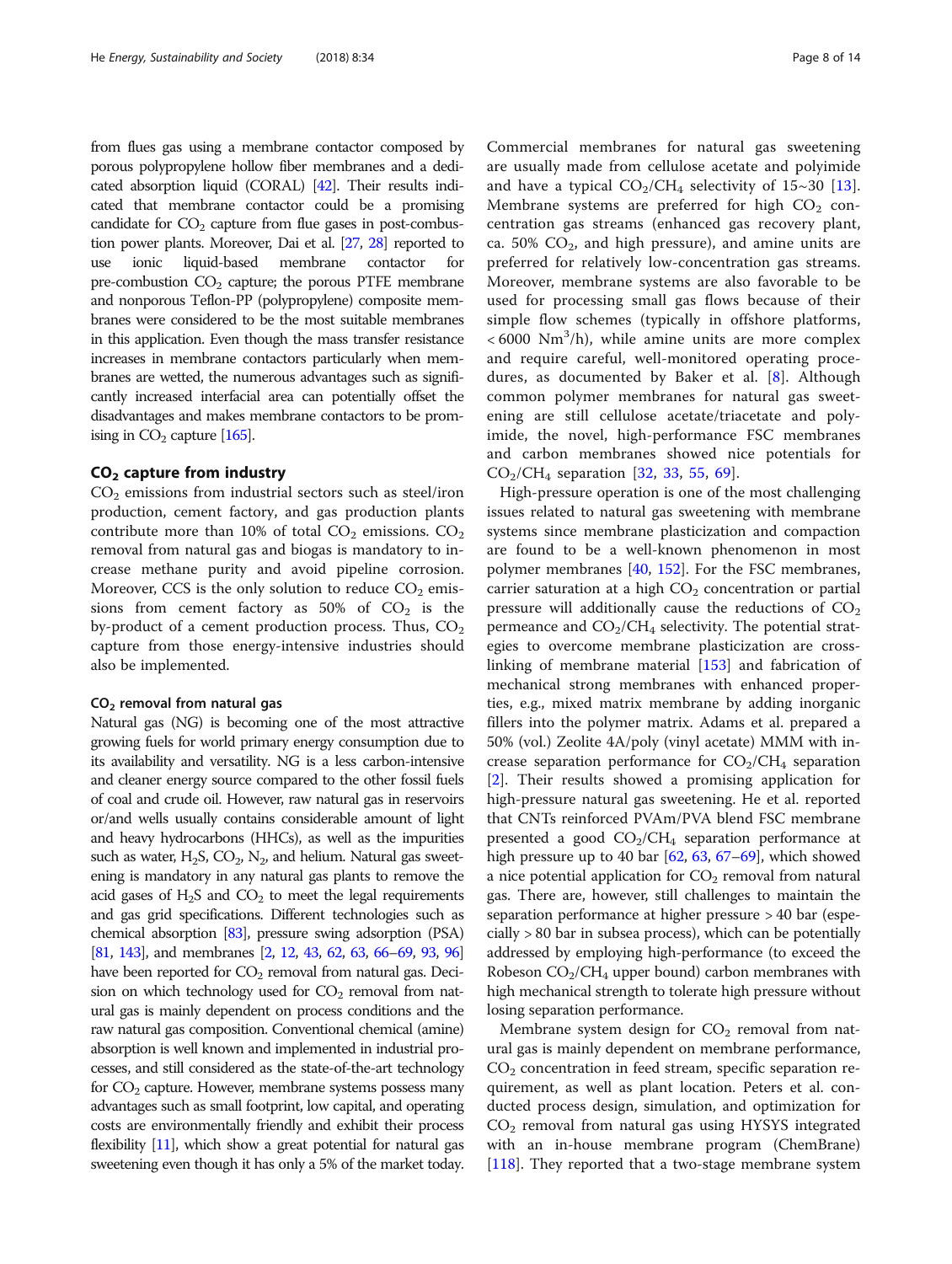from flues gas using a membrane contactor composed by porous polypropylene hollow fiber membranes and a dedicated absorption liquid (CORAL) [42]. Their results indicated that membrane contactor could be a promising candidate for $CO_2$ capture from flue gases in post-combustion power plants. Moreover, Dai et al. [27, 28] reported to use ionic liquid-based membrane contactor for pre-combustion $CO_2$ capture; the porous PTFE membrane and nonporous Teflon-PP (polypropylene) composite membranes were considered to be the most suitable membranes in this application. Even though the mass transfer resistance increases in membrane contactors particularly when membranes are wetted, the numerous advantages such as significantly increased interfacial area can potentially offset the disadvantages and makes membrane contactors to be promising in $CO_2$ capture [165].

## $CO_2$ capture from industry

$CO_2$ emissions from industrial sectors such as steel/iron production, cement factory, and gas production plants contribute more than 10% of total $CO_2$ emissions. $CO_2$ removal from natural gas and biogas is mandatory to increase methane purity and avoid pipeline corrosion. Moreover, CCS is the only solution to reduce $CO_2$ emissions from cement factory as 50% of $CO_2$ is the by-product of a cement production process. Thus, $CO_2$ capture from those energy-intensive industries should also be implemented.

### $CO_2$ removal from natural gas

Natural gas (NG) is becoming one of the most attractive growing fuels for world primary energy consumption due to its availability and versatility. NG is a less carbon-intensive and cleaner energy source compared to the other fossil fuels of coal and crude oil. However, raw natural gas in reservoirs or/and wells usually contains considerable amount of light and heavy hydrocarbons (HHCs), as well as the impurities such as water, $H_2S$, $CO_2$, $N_2$, and helium. Natural gas sweetening is mandatory in any natural gas plants to remove the acid gases of $H_2S$ and $CO_2$ to meet the legal requirements and gas grid specifications. Different technologies such as chemical absorption [83], pressure swing adsorption (PSA) [81, 143], and membranes [2, 12, 43, 62, 63, 66–69, 93, 96] have been reported for $CO_2$ removal from natural gas. Decision on which technology used for $CO_2$ removal from natural gas is mainly dependent on process conditions and the raw natural gas composition. Conventional chemical (amine) absorption is well known and implemented in industrial processes, and still considered as the state-of-the-art technology for $CO_2$ capture. However, membrane systems possess many advantages such as small footprint, low capital, and operating costs are environmentally friendly and exhibit their process flexibility [11], which show a great potential for natural gas sweetening even though it has only a 5% of the market today.

Commercial membranes for natural gas sweetening are usually made from cellulose acetate and polyimide and have a typical $CO_2/CH_4$ selectivity of 15~30 [13]. Membrane systems are preferred for high $CO_2$ concentration gas streams (enhanced gas recovery plant, ca. 50% $CO_2$, and high pressure), and amine units are preferred for relatively low-concentration gas streams. Moreover, membrane systems are also favorable to be used for processing small gas flows because of their simple flow schemes (typically in offshore platforms, < 6000 $Nm^3/h$), while amine units are more complex and require careful, well-monitored operating procedures, as documented by Baker et al. [8]. Although common polymer membranes for natural gas sweetening are still cellulose acetate/triacetate and polyimide, the novel, high-performance FSC membranes and carbon membranes showed nice potentials for $CO_2/CH_4$ separation [32, 33, 55, 69].

High-pressure operation is one of the most challenging issues related to natural gas sweetening with membrane systems since membrane plasticization and compaction are found to be a well-known phenomenon in most polymer membranes [40, 152]. For the FSC membranes, carrier saturation at a high $CO_2$ concentration or partial pressure will additionally cause the reductions of $CO_2$ permeance and $CO_2/CH_4$ selectivity. The potential strategies to overcome membrane plasticization are crosslinking of membrane material [153] and fabrication of mechanical strong membranes with enhanced properties, e.g., mixed matrix membrane by adding inorganic fillers into the polymer matrix. Adams et al. prepared a 50% (vol.) Zeolite 4A/poly (vinyl acetate) MMM with increase separation performance for $CO_2/CH_4$ separation [2]. Their results showed a promising application for high-pressure natural gas sweetening. He et al. reported that CNTs reinforced PVAm/PVA blend FSC membrane presented a good $CO_2/CH_4$ separation performance at high pressure up to 40 bar [62, 63, 67–69], which showed a nice potential application for $CO_2$ removal from natural gas. There are, however, still challenges to maintain the separation performance at higher pressure > 40 bar (especially > 80 bar in subsea process), which can be potentially addressed by employing high-performance (to exceed the Robeson $CO_2/CH_4$ upper bound) carbon membranes with high mechanical strength to tolerate high pressure without losing separation performance.

Membrane system design for $CO_2$ removal from natural gas is mainly dependent on membrane performance, $CO_2$ concentration in feed stream, specific separation requirement, as well as plant location. Peters et al. conducted process design, simulation, and optimization for $CO_2$ removal from natural gas using HYSYS integrated with an in-house membrane program (ChemBrane) [118]. They reported that a two-stage membrane system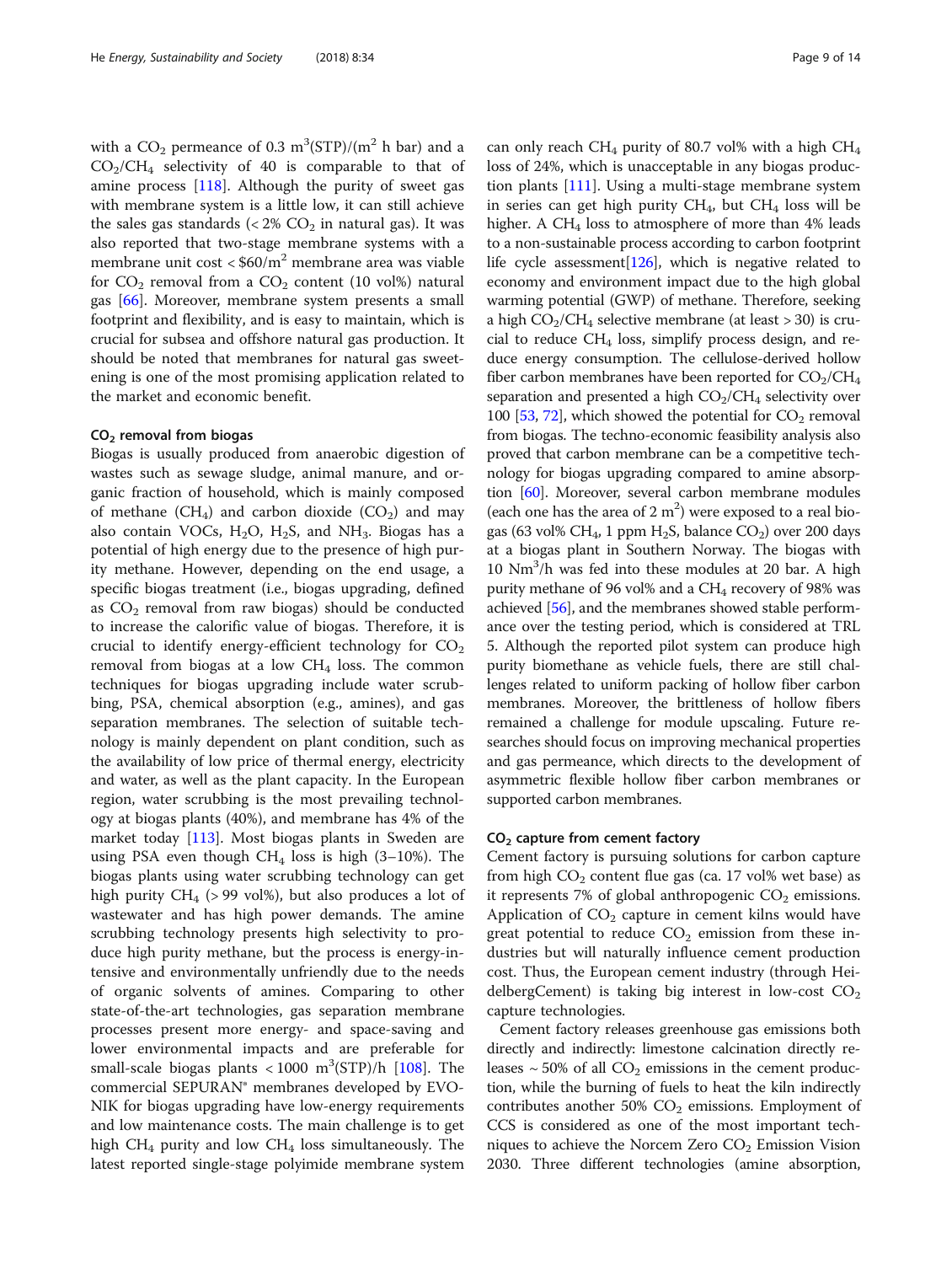with a $CO_2$ permeance of 0.3 $m^3(STP)/(m^2\ h\ bar)$ and a $CO_2/CH_4$ selectivity of 40 is comparable to that of amine process [118]. Although the purity of sweet gas with membrane system is a little low, it can still achieve the sales gas standards (< 2% $CO_2$ in natural gas). It was also reported that two-stage membrane systems with a membrane unit cost < $60/$m^2$ membrane area was viable for $CO_2$ removal from a $CO_2$ content (10 vol%) natural gas [66]. Moreover, membrane system presents a small footprint and flexibility, and is easy to maintain, which is crucial for subsea and offshore natural gas production. It should be noted that membranes for natural gas sweetening is one of the most promising application related to the market and economic benefit.

#### $CO_2$ removal from biogas

Biogas is usually produced from anaerobic digestion of wastes such as sewage sludge, animal manure, and organic fraction of household, which is mainly composed of methane ($CH_4$) and carbon dioxide ($CO_2$) and may also contain VOCs, $H_2O$, $H_2S$, and $NH_3$. Biogas has a potential of high energy due to the presence of high purity methane. However, depending on the end usage, a specific biogas treatment (i.e., biogas upgrading, defined as $CO_2$ removal from raw biogas) should be conducted to increase the calorific value of biogas. Therefore, it is crucial to identify energy-efficient technology for $CO_2$ removal from biogas at a low $CH_4$ loss. The common techniques for biogas upgrading include water scrubbing, PSA, chemical absorption (e.g., amines), and gas separation membranes. The selection of suitable technology is mainly dependent on plant condition, such as the availability of low price of thermal energy, electricity and water, as well as the plant capacity. In the European region, water scrubbing is the most prevailing technology at biogas plants (40%), and membrane has 4% of the market today [113]. Most biogas plants in Sweden are using PSA even though $CH_4$ loss is high (3–10%). The biogas plants using water scrubbing technology can get high purity $CH_4$ (> 99 vol%), but also produces a lot of wastewater and has high power demands. The amine scrubbing technology presents high selectivity to produce high purity methane, but the process is energy-intensive and environmentally unfriendly due to the needs of organic solvents of amines. Comparing to other state-of-the-art technologies, gas separation membrane processes present more energy- and space-saving and lower environmental impacts and are preferable for small-scale biogas plants < 1000 $m^3(STP)/h$ [108]. The commercial SEPURAN® membranes developed by EVONIK for biogas upgrading have low-energy requirements and low maintenance costs. The main challenge is to get high $CH_4$ purity and low $CH_4$ loss simultaneously. The latest reported single-stage polyimide membrane system can only reach $CH_4$ purity of 80.7 vol% with a high $CH_4$ loss of 24%, which is unacceptable in any biogas production plants [111]. Using a multi-stage membrane system in series can get high purity $CH_4$, but $CH_4$ loss will be higher. A $CH_4$ loss to atmosphere of more than 4% leads to a non-sustainable process according to carbon footprint life cycle assessment[126], which is negative related to economy and environment impact due to the high global warming potential (GWP) of methane. Therefore, seeking a high $CO_2/CH_4$ selective membrane (at least > 30) is crucial to reduce $CH_4$ loss, simplify process design, and reduce energy consumption. The cellulose-derived hollow fiber carbon membranes have been reported for $CO_2/CH_4$ separation and presented a high $CO_2/CH_4$ selectivity over 100 [53, 72], which showed the potential for $CO_2$ removal from biogas. The techno-economic feasibility analysis also proved that carbon membrane can be a competitive technology for biogas upgrading compared to amine absorption [60]. Moreover, several carbon membrane modules (each one has the area of 2 $m^2$) were exposed to a real biogas (63 vol% $CH_4$, 1 ppm $H_2S$, balance $CO_2$) over 200 days at a biogas plant in Southern Norway. The biogas with 10 $Nm^3/h$ was fed into these modules at 20 bar. A high purity methane of 96 vol% and a $CH_4$ recovery of 98% was achieved [56], and the membranes showed stable performance over the testing period, which is considered at TRL 5. Although the reported pilot system can produce high purity biomethane as vehicle fuels, there are still challenges related to uniform packing of hollow fiber carbon membranes. Moreover, the brittleness of hollow fibers remained a challenge for module upscaling. Future researches should focus on improving mechanical properties and gas permeance, which directs to the development of asymmetric flexible hollow fiber carbon membranes or supported carbon membranes.

#### $CO_2$ capture from cement factory

Cement factory is pursuing solutions for carbon capture from high $CO_2$ content flue gas (ca. 17 vol% wet base) as it represents 7% of global anthropogenic $CO_2$ emissions. Application of $CO_2$ capture in cement kilns would have great potential to reduce $CO_2$ emission from these industries but will naturally influence cement production cost. Thus, the European cement industry (through HeidelbergCement) is taking big interest in low-cost $CO_2$ capture technologies.

Cement factory releases greenhouse gas emissions both directly and indirectly: limestone calcination directly releases ~ 50% of all $CO_2$ emissions in the cement production, while the burning of fuels to heat the kiln indirectly contributes another 50% $CO_2$ emissions. Employment of CCS is considered as one of the most important techniques to achieve the Norcem Zero $CO_2$ Emission Vision 2030. Three different technologies (amine absorption,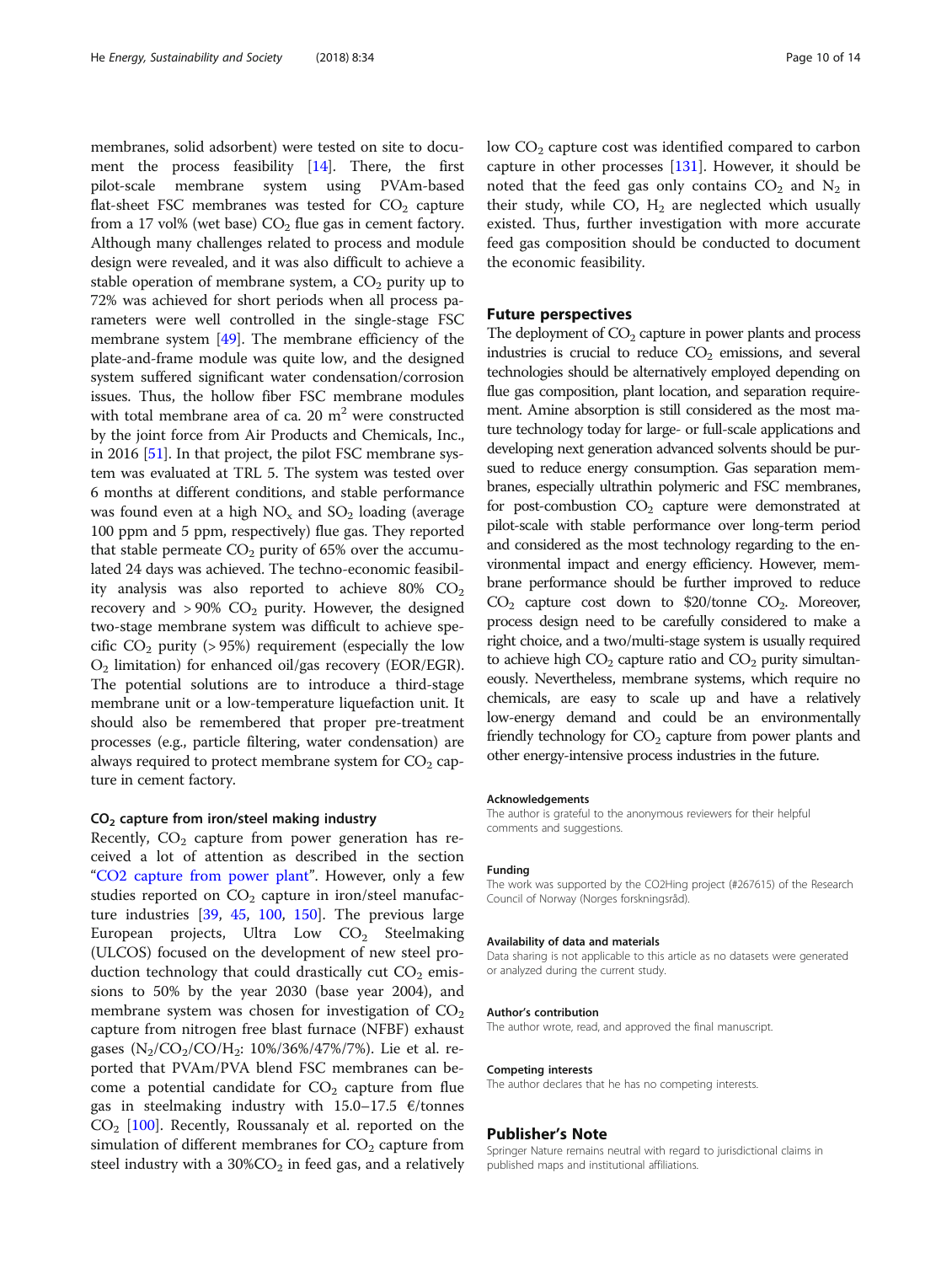membranes, solid adsorbent) were tested on site to document the process feasibility [14]. There, the first pilot-scale membrane system using PVAm-based flat-sheet FSC membranes was tested for $CO_2$ capture from a 17 vol% (wet base) $CO_2$ flue gas in cement factory. Although many challenges related to process and module design were revealed, and it was also difficult to achieve a stable operation of membrane system, a $CO_2$ purity up to 72% was achieved for short periods when all process parameters were well controlled in the single-stage FSC membrane system [49]. The membrane efficiency of the plate-and-frame module was quite low, and the designed system suffered significant water condensation/corrosion issues. Thus, the hollow fiber FSC membrane modules with total membrane area of ca. 20 $m^2$ were constructed by the joint force from Air Products and Chemicals, Inc., in 2016 [51]. In that project, the pilot FSC membrane system was evaluated at TRL 5. The system was tested over 6 months at different conditions, and stable performance was found even at a high $NO_x$ and $SO_2$ loading (average 100 ppm and 5 ppm, respectively) flue gas. They reported that stable permeate $CO_2$ purity of 65% over the accumulated 24 days was achieved. The techno-economic feasibility analysis was also reported to achieve 80% $CO_2$ recovery and > 90% $CO_2$ purity. However, the designed two-stage membrane system was difficult to achieve specific $CO_2$ purity (> 95%) requirement (especially the low $O_2$ limitation) for enhanced oil/gas recovery (EOR/EGR). The potential solutions are to introduce a third-stage membrane unit or a low-temperature liquefaction unit. It should also be remembered that proper pre-treatment processes (e.g., particle filtering, water condensation) are always required to protect membrane system for $CO_2$ capture in cement factory.

### $CO_2$ capture from iron/steel making industry

Recently, $CO_2$ capture from power generation has received a lot of attention as described in the section "CO2 capture from power plant". However, only a few studies reported on $CO_2$ capture in iron/steel manufacture industries [39, 45, 100, 150]. The previous large European projects, Ultra Low $CO_2$ Steelmaking (ULCOS) focused on the development of new steel production technology that could drastically cut $CO_2$ emissions to 50% by the year 2030 (base year 2004), and membrane system was chosen for investigation of $CO_2$ capture from nitrogen free blast furnace (NFBF) exhaust gases ($N_2/CO_2/CO/H_2$: 10%/36%/47%/7%). Lie et al. reported that PVAm/PVA blend FSC membranes can become a potential candidate for $CO_2$ capture from flue gas in steelmaking industry with 15.0–17.5 €/tonnes $CO_2$ [100]. Recently, Roussanaly et al. reported on the simulation of different membranes for $CO_2$ capture from steel industry with a 30%$CO_2$ in feed gas, and a relatively low $CO_2$ capture cost was identified compared to carbon capture in other processes [131]. However, it should be noted that the feed gas only contains $CO_2$ and $N_2$ in their study, while CO, $H_2$ are neglected which usually existed. Thus, further investigation with more accurate feed gas composition should be conducted to document the economic feasibility.

## Future perspectives

The deployment of $CO_2$ capture in power plants and process industries is crucial to reduce $CO_2$ emissions, and several technologies should be alternatively employed depending on flue gas composition, plant location, and separation requirement. Amine absorption is still considered as the most mature technology today for large- or full-scale applications and developing next generation advanced solvents should be pursued to reduce energy consumption. Gas separation membranes, especially ultrathin polymeric and FSC membranes, for post-combustion $CO_2$ capture were demonstrated at pilot-scale with stable performance over long-term period and considered as the most technology regarding to the environmental impact and energy efficiency. However, membrane performance should be further improved to reduce $CO_2$ capture cost down to \$20/tonne $CO_2$. Moreover, process design need to be carefully considered to make a right choice, and a two/multi-stage system is usually required to achieve high $CO_2$ capture ratio and $CO_2$ purity simultaneously. Nevertheless, membrane systems, which require no chemicals, are easy to scale up and have a relatively low-energy demand and could be an environmentally friendly technology for $CO_2$ capture from power plants and other energy-intensive process industries in the future.

#### Acknowledgements

The author is grateful to the anonymous reviewers for their helpful comments and suggestions.

#### Funding

The work was supported by the CO2Hing project (#267615) of the Research Council of Norway (Norges forskningsråd).

#### Availability of data and materials

Data sharing is not applicable to this article as no datasets were generated or analyzed during the current study.

#### Author's contribution

The author wrote, read, and approved the final manuscript.

#### Competing interests

The author declares that he has no competing interests.

## Publisher's Note

Springer Nature remains neutral with regard to jurisdictional claims in published maps and institutional affiliations.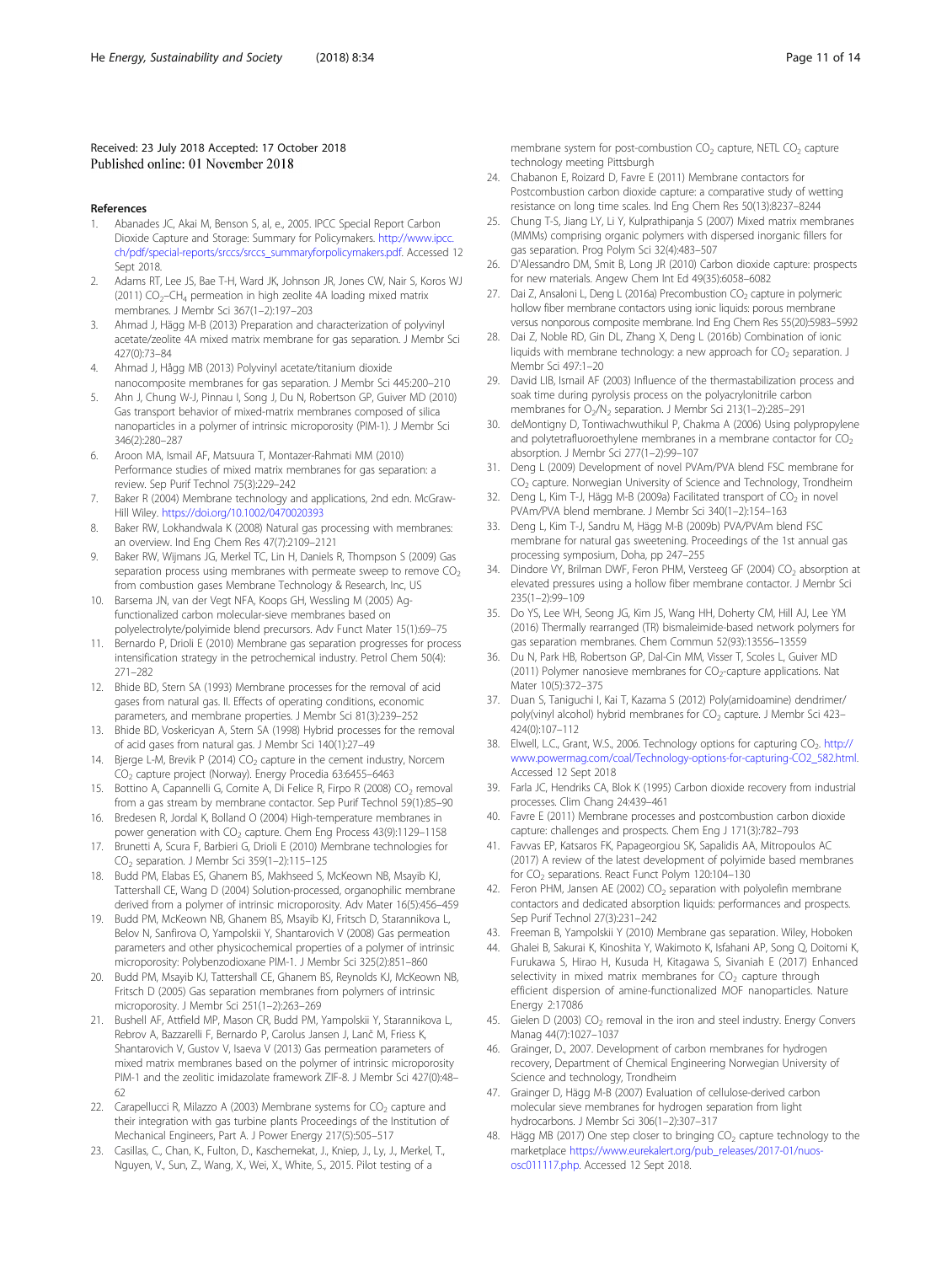Received: 23 July 2018 Accepted: 17 October 2018
Published online: 01 November 2018

## References

1. Abanades JC, Akai M, Benson S, al, e., 2005. IPCC Special Report Carbon Dioxide Capture and Storage: Summary for Policymakers. http://www.ipcc.ch/pdf/special-reports/srccs/srccs_summaryforpolicymakers.pdf. Accessed 12 Sept 2018.
2. Adams RT, Lee JS, Bae T-H, Ward JK, Johnson JR, Jones CW, Nair S, Koros WJ (2011) $CO_2$–$CH_4$ permeation in high zeolite 4A loading mixed matrix membranes. J Membr Sci 367(1–2):197–203
3. Ahmad J, Hägg M-B (2013) Preparation and characterization of polyvinyl acetate/zeolite 4A mixed matrix membrane for gas separation. J Membr Sci 427(0):73–84
4. Ahmad J, Hågg MB (2013) Polyvinyl acetate/titanium dioxide nanocomposite membranes for gas separation. J Membr Sci 445:200–210
5. Ahn J, Chung W-J, Pinnau I, Song J, Du N, Robertson GP, Guiver MD (2010) Gas transport behavior of mixed-matrix membranes composed of silica nanoparticles in a polymer of intrinsic microporosity (PIM-1). J Membr Sci 346(2):280–287
6. Aroon MA, Ismail AF, Matsuura T, Montazer-Rahmati MM (2010) Performance studies of mixed matrix membranes for gas separation: a review. Sep Purif Technol 75(3):229–242
7. Baker R (2004) Membrane technology and applications, 2nd edn. McGraw-Hill Wiley. https://doi.org/10.1002/0470020393
8. Baker RW, Lokhandwala K (2008) Natural gas processing with membranes: an overview. Ind Eng Chem Res 47(7):2109–2121
9. Baker RW, Wijmans JG, Merkel TC, Lin H, Daniels R, Thompson S (2009) Gas separation process using membranes with permeate sweep to remove $CO_2$ from combustion gases Membrane Technology & Research, Inc, US
10. Barsema JN, van der Vegt NFA, Koops GH, Wessling M (2005) Ag-functionalized carbon molecular-sieve membranes based on polyelectrolyte/polyimide blend precursors. Adv Funct Mater 15(1):69–75
11. Bernardo P, Drioli E (2010) Membrane gas separation progresses for process intensification strategy in the petrochemical industry. Petrol Chem 50(4):271–282
12. Bhide BD, Stern SA (1993) Membrane processes for the removal of acid gases from natural gas. II. Effects of operating conditions, economic parameters, and membrane properties. J Membr Sci 81(3):239–252
13. Bhide BD, Voskericyan A, Stern SA (1998) Hybrid processes for the removal of acid gases from natural gas. J Membr Sci 140(1):27–49
14. Bjerge L-M, Brevik P (2014) $CO_2$ capture in the cement industry, Norcem $CO_2$ capture project (Norway). Energy Procedia 63:6455–6463
15. Bottino A, Capannelli G, Comite A, Di Felice R, Firpo R (2008) $CO_2$ removal from a gas stream by membrane contactor. Sep Purif Technol 59(1):85–90
16. Bredesen R, Jordal K, Bolland O (2004) High-temperature membranes in power generation with $CO_2$ capture. Chem Eng Process 43(9):1129–1158
17. Brunetti A, Scura F, Barbieri G, Drioli E (2010) Membrane technologies for $CO_2$ separation. J Membr Sci 359(1–2):115–125
18. Budd PM, Elabas ES, Ghanem BS, Makhseed S, McKeown NB, Msayib KJ, Tattershall CE, Wang D (2004) Solution-processed, organophilic membrane derived from a polymer of intrinsic microporosity. Adv Mater 16(5):456–459
19. Budd PM, McKeown NB, Ghanem BS, Msayib KJ, Fritsch D, Starannikova L, Belov N, Sanfirova O, Yampolskii Y, Shantarovich V (2008) Gas permeation parameters and other physicochemical properties of a polymer of intrinsic microporosity: Polybenzodioxane PIM-1. J Membr Sci 325(2):851–860
20. Budd PM, Msayib KJ, Tattershall CE, Ghanem BS, Reynolds KJ, McKeown NB, Fritsch D (2005) Gas separation membranes from polymers of intrinsic microporosity. J Membr Sci 251(1–2):263–269
21. Bushell AF, Attfield MP, Mason CR, Budd PM, Yampolskii Y, Starannikova L, Rebrov A, Bazzarelli F, Bernardo P, Carolus Jansen J, Lanč M, Friess K, Shantarovich V, Gustov V, Isaeva V (2013) Gas permeation parameters of mixed matrix membranes based on the polymer of intrinsic microporosity PIM-1 and the zeolitic imidazolate framework ZIF-8. J Membr Sci 427(0):48–62
22. Carapellucci R, Milazzo A (2003) Membrane systems for $CO_2$ capture and their integration with gas turbine plants Proceedings of the Institution of Mechanical Engineers, Part A. J Power Energy 217(5):505–517
23. Casillas, C., Chan, K., Fulton, D., Kaschemekat, J., Kniep, J., Ly, J., Merkel, T., Nguyen, V., Sun, Z., Wang, X., Wei, X., White, S., 2015. Pilot testing of a membrane system for post-combustion $CO_2$ capture, NETL $CO_2$ capture technology meeting Pittsburgh
24. Chabanon E, Roizard D, Favre E (2011) Membrane contactors for Postcombustion carbon dioxide capture: a comparative study of wetting resistance on long time scales. Ind Eng Chem Res 50(13):8237–8244
25. Chung T-S, Jiang LY, Li Y, Kulprathipanja S (2007) Mixed matrix membranes (MMMs) comprising organic polymers with dispersed inorganic fillers for gas separation. Prog Polym Sci 32(4):483–507
26. D'Alessandro DM, Smit B, Long JR (2010) Carbon dioxide capture: prospects for new materials. Angew Chem Int Ed 49(35):6058–6082
27. Dai Z, Ansaloni L, Deng L (2016a) Precombustion $CO_2$ capture in polymeric hollow fiber membrane contactors using ionic liquids: porous membrane versus nonporous composite membrane. Ind Eng Chem Res 55(20):5983–5992
28. Dai Z, Noble RD, Gin DL, Zhang X, Deng L (2016b) Combination of ionic liquids with membrane technology: a new approach for $CO_2$ separation. J Membr Sci 497:1–20
29. David LIB, Ismail AF (2003) Influence of the thermastabilization process and soak time during pyrolysis process on the polyacrylonitrile carbon membranes for $O_2/N_2$ separation. J Membr Sci 213(1–2):285–291
30. deMontigny D, Tontiwachwuthikul P, Chakma A (2006) Using polypropylene and polytetrafluoroethylene membranes in a membrane contactor for $CO_2$ absorption. J Membr Sci 277(1–2):99–107
31. Deng L (2009) Development of novel PVAm/PVA blend FSC membrane for $CO_2$ capture. Norwegian University of Science and Technology, Trondheim
32. Deng L, Kim T-J, Hägg M-B (2009a) Facilitated transport of $CO_2$ in novel PVAm/PVA blend membrane. J Membr Sci 340(1–2):154–163
33. Deng L, Kim T-J, Sandru M, Hägg M-B (2009b) PVA/PVAm blend FSC membrane for natural gas sweetening. Proceedings of the 1st annual gas processing symposium, Doha, pp 247–255
34. Dindore VY, Brilman DWF, Feron PHM, Versteeg GF (2004) $CO_2$ absorption at elevated pressures using a hollow fiber membrane contactor. J Membr Sci 235(1–2):99–109
35. Do YS, Lee WH, Seong JG, Kim JS, Wang HH, Doherty CM, Hill AJ, Lee YM (2016) Thermally rearranged (TR) bismaleimide-based network polymers for gas separation membranes. Chem Commun 52(93):13556–13559
36. Du N, Park HB, Robertson GP, Dal-Cin MM, Visser T, Scoles L, Guiver MD (2011) Polymer nanosieve membranes for $CO_2$-capture applications. Nat Mater 10(5):372–375
37. Duan S, Taniguchi I, Kai T, Kazama S (2012) Poly(amidoamine) dendrimer/poly(vinyl alcohol) hybrid membranes for $CO_2$ capture. J Membr Sci 423–424(0):107–112
38. Elwell, L.C., Grant, W.S., 2006. Technology options for capturing $CO_2$. http://www.powermag.com/coal/Technology-options-for-capturing-CO2_582.html. Accessed 12 Sept 2018
39. Farla JC, Hendriks CA, Blok K (1995) Carbon dioxide recovery from industrial processes. Clim Chang 24:439–461
40. Favre E (2011) Membrane processes and postcombustion carbon dioxide capture: challenges and prospects. Chem Eng J 171(3):782–793
41. Favvas EP, Katsaros FK, Papageorgiou SK, Sapalidis AA, Mitropoulos AC (2017) A review of the latest development of polyimide based membranes for $CO_2$ separations. React Funct Polym 120:104–130
42. Feron PHM, Jansen AE (2002) $CO_2$ separation with polyolefin membrane contactors and dedicated absorption liquids: performances and prospects. Sep Purif Technol 27(3):231–242
43. Freeman B, Yampolskii Y (2010) Membrane gas separation. Wiley, Hoboken
44. Ghalei B, Sakurai K, Kinoshita Y, Wakimoto K, Isfahani AP, Song Q, Doitomi K, Furukawa S, Hirao H, Kusuda H, Kitagawa S, Sivaniah E (2017) Enhanced selectivity in mixed matrix membranes for $CO_2$ capture through efficient dispersion of amine-functionalized MOF nanoparticles. Nature Energy 2:17086
45. Gielen D (2003) $CO_2$ removal in the iron and steel industry. Energy Convers Manag 44(7):1027–1037
46. Grainger, D., 2007. Development of carbon membranes for hydrogen recovery, Department of Chemical Engineering Norwegian University of Science and technology, Trondheim
47. Grainger D, Hägg M-B (2007) Evaluation of cellulose-derived carbon molecular sieve membranes for hydrogen separation from light hydrocarbons. J Membr Sci 306(1–2):307–317
48. Hägg MB (2017) One step closer to bringing $CO_2$ capture technology to the marketplace https://www.eurekalert.org/pub_releases/2017-01/nuos-osc011117.php. Accessed 12 Sept 2018.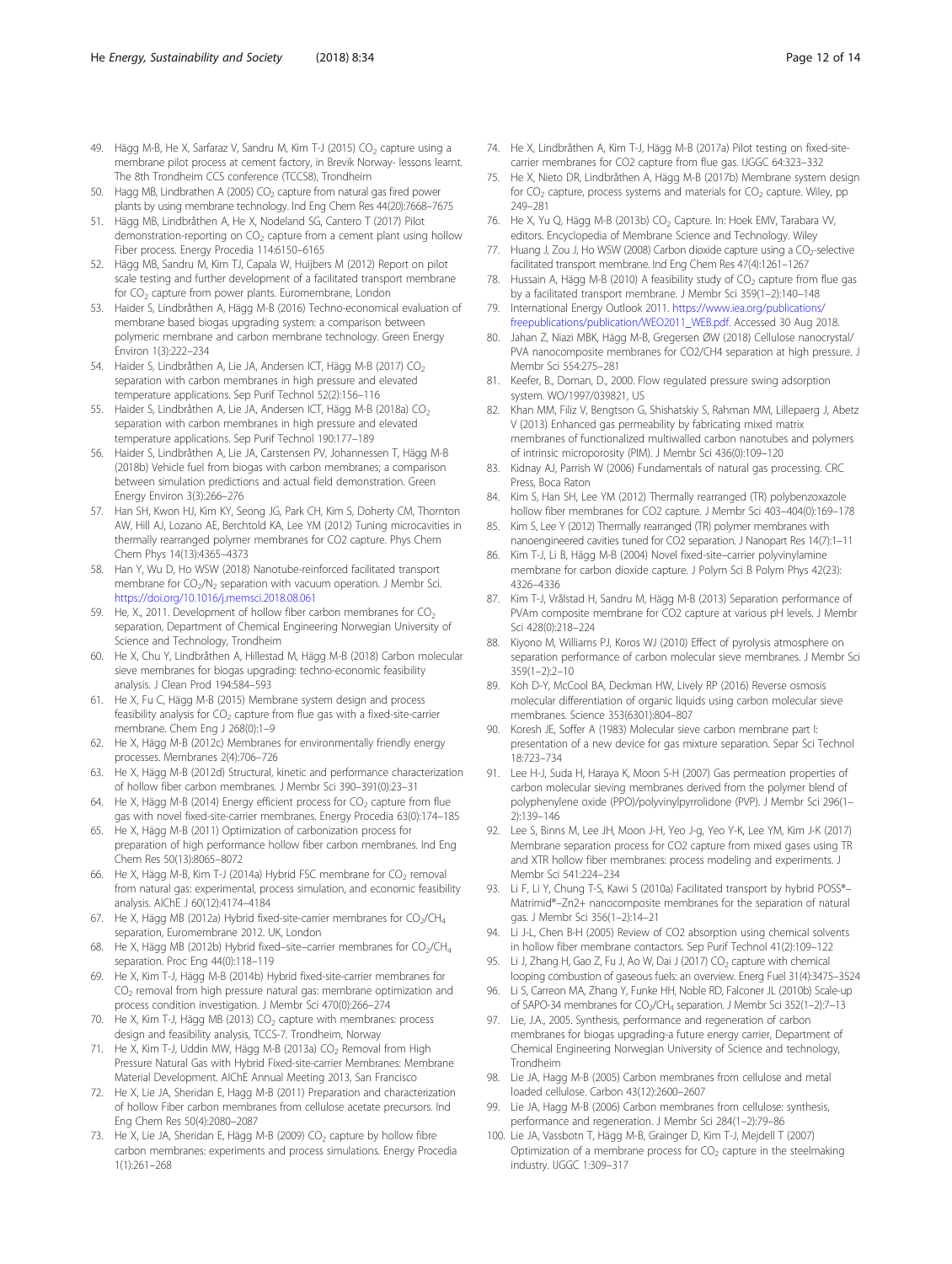49. Hägg M-B, He X, Sarfaraz V, Sandru M, Kim T-J (2015) $CO_2$ capture using a membrane pilot process at cement factory, in Brevik Norway- lessons learnt. The 8th Trondheim CCS conference (TCCS8), Trondheim
50. Hagg MB, Lindbrathen A (2005) $CO_2$ capture from natural gas fired power plants by using membrane technology. Ind Eng Chem Res 44(20):7668–7675
51. Hägg MB, Lindbråthen A, He X, Nodeland SG, Cantero T (2017) Pilot demonstration-reporting on $CO_2$ capture from a cement plant using hollow Fiber process. Energy Procedia 114:6150–6165
52. Hägg MB, Sandru M, Kim TJ, Capala W, Huijbers M (2012) Report on pilot scale testing and further development of a facilitated transport membrane for $CO_2$ capture from power plants. Euromembrane, London
53. Haider S, Lindbråthen A, Hägg M-B (2016) Techno-economical evaluation of membrane based biogas upgrading system: a comparison between polymeric membrane and carbon membrane technology. Green Energy Environ 1(3):222–234
54. Haider S, Lindbråthen A, Lie JA, Andersen ICT, Hägg M-B (2017) $CO_2$ separation with carbon membranes in high pressure and elevated temperature applications. Sep Purif Technol 52(2):156–116
55. Haider S, Lindbråthen A, Lie JA, Andersen ICT, Hägg M-B (2018a) $CO_2$ separation with carbon membranes in high pressure and elevated temperature applications. Sep Purif Technol 190:177–189
56. Haider S, Lindbråthen A, Lie JA, Carstensen PV, Johannessen T, Hägg M-B (2018b) Vehicle fuel from biogas with carbon membranes; a comparison between simulation predictions and actual field demonstration. Green Energy Environ 3(3):266–276
57. Han SH, Kwon HJ, Kim KY, Seong JG, Park CH, Kim S, Doherty CM, Thornton AW, Hill AJ, Lozano AE, Berchtold KA, Lee YM (2012) Tuning microcavities in thermally rearranged polymer membranes for CO2 capture. Phys Chem Chem Phys 14(13):4365–4373
58. Han Y, Wu D, Ho WSW (2018) Nanotube-reinforced facilitated transport membrane for $CO_2/N_2$ separation with vacuum operation. J Membr Sci. https://doi.org/10.1016/j.memsci.2018.08.061
59. He, X., 2011. Development of hollow fiber carbon membranes for $CO_2$ separation, Department of Chemical Engineering Norwegian University of Science and Technology, Trondheim
60. He X, Chu Y, Lindbråthen A, Hillestad M, Hägg M-B (2018) Carbon molecular sieve membranes for biogas upgrading: techno-economic feasibility analysis. J Clean Prod 194:584–593
61. He X, Fu C, Hägg M-B (2015) Membrane system design and process feasibility analysis for $CO_2$ capture from flue gas with a fixed-site-carrier membrane. Chem Eng J 268(0):1–9
62. He X, Hägg M-B (2012c) Membranes for environmentally friendly energy processes. Membranes 2(4):706–726
63. He X, Hägg M-B (2012d) Structural, kinetic and performance characterization of hollow fiber carbon membranes. J Membr Sci 390–391(0):23–31
64. He X, Hägg M-B (2014) Energy efficient process for $CO_2$ capture from flue gas with novel fixed-site-carrier membranes. Energy Procedia 63(0):174–185
65. He X, Hägg M-B (2011) Optimization of carbonization process for preparation of high performance hollow fiber carbon membranes. Ind Eng Chem Res 50(13):8065–8072
66. He X, Hägg M-B, Kim T-J (2014a) Hybrid FSC membrane for $CO_2$ removal from natural gas: experimental, process simulation, and economic feasibility analysis. AIChE J 60(12):4174–4184
67. He X, Hägg MB (2012a) Hybrid fixed-site-carrier membranes for $CO_2/CH_4$ separation, Euromembrane 2012. UK, London
68. He X, Hägg MB (2012b) Hybrid fixed–site–carrier membranes for $CO_2/CH_4$ separation. Proc Eng 44(0):118–119
69. He X, Kim T-J, Hägg M-B (2014b) Hybrid fixed-site-carrier membranes for $CO_2$ removal from high pressure natural gas: membrane optimization and process condition investigation. J Membr Sci 470(0):266–274
70. He X, Kim T-J, Hägg MB (2013) $CO_2$ capture with membranes: process design and feasibility analysis, TCCS-7. Trondheim, Norway
71. He X, Kim T-J, Uddin MW, Hägg M-B (2013a) $CO_2$ Removal from High Pressure Natural Gas with Hybrid Fixed-site-carrier Membranes: Membrane Material Development. AIChE Annual Meeting 2013, San Francisco
72. He X, Lie JA, Sheridan E, Hagg M-B (2011) Preparation and characterization of hollow Fiber carbon membranes from cellulose acetate precursors. Ind Eng Chem Res 50(4):2080–2087
73. He X, Lie JA, Sheridan E, Hägg M-B (2009) $CO_2$ capture by hollow fibre carbon membranes: experiments and process simulations. Energy Procedia 1(1):261–268
74. He X, Lindbråthen A, Kim T-J, Hägg M-B (2017a) Pilot testing on fixed-site-carrier membranes for CO2 capture from flue gas. IJGGC 64:323–332
75. He X, Nieto DR, Lindbråthen A, Hägg M-B (2017b) Membrane system design for $CO_2$ capture, process systems and materials for $CO_2$ capture. Wiley, pp 249–281
76. He X, Yu Q, Hägg M-B (2013b) $CO_2$ Capture. In: Hoek EMV, Tarabara VV, editors. Encyclopedia of Membrane Science and Technology. Wiley
77. Huang J, Zou J, Ho WSW (2008) Carbon dioxide capture using a $CO_2$-selective facilitated transport membrane. Ind Eng Chem Res 47(4):1261–1267
78. Hussain A, Hägg M-B (2010) A feasibility study of $CO_2$ capture from flue gas by a facilitated transport membrane. J Membr Sci 359(1–2):140–148
79. International Energy Outlook 2011. https://www.iea.org/publications/freepublications/publication/WEO2011_WEB.pdf. Accessed 30 Aug 2018.
80. Jahan Z, Niazi MBK, Hägg M-B, Gregersen ØW (2018) Cellulose nanocrystal/PVA nanocomposite membranes for CO2/CH4 separation at high pressure. J Membr Sci 554:275–281
81. Keefer, B., Doman, D., 2000. Flow regulated pressure swing adsorption system. WO/1997/039821, US
82. Khan MM, Filiz V, Bengtson G, Shishatskiy S, Rahman MM, Lillepaerg J, Abetz V (2013) Enhanced gas permeability by fabricating mixed matrix membranes of functionalized multiwalled carbon nanotubes and polymers of intrinsic microporosity (PIM). J Membr Sci 436(0):109–120
83. Kidnay AJ, Parrish W (2006) Fundamentals of natural gas processing. CRC Press, Boca Raton
84. Kim S, Han SH, Lee YM (2012) Thermally rearranged (TR) polybenzoxazole hollow fiber membranes for CO2 capture. J Membr Sci 403–404(0):169–178
85. Kim S, Lee Y (2012) Thermally rearranged (TR) polymer membranes with nanoengineered cavities tuned for CO2 separation. J Nanopart Res 14(7):1–11
86. Kim T-J, Li B, Hägg M-B (2004) Novel fixed-site–carrier polyvinylamine membrane for carbon dioxide capture. J Polym Sci B Polym Phys 42(23):4326–4336
87. Kim T-J, Vrålstad H, Sandru M, Hägg M-B (2013) Separation performance of PVAm composite membrane for CO2 capture at various pH levels. J Membr Sci 428(0):218–224
88. Kiyono M, Williams PJ, Koros WJ (2010) Effect of pyrolysis atmosphere on separation performance of carbon molecular sieve membranes. J Membr Sci 359(1–2):2–10
89. Koh D-Y, McCool BA, Deckman HW, Lively RP (2016) Reverse osmosis molecular differentiation of organic liquids using carbon molecular sieve membranes. Science 353(6301):804–807
90. Koresh JE, Soffer A (1983) Molecular sieve carbon membrane part I: presentation of a new device for gas mixture separation. Separ Sci Technol 18:723–734
91. Lee H-J, Suda H, Haraya K, Moon S-H (2007) Gas permeation properties of carbon molecular sieving membranes derived from the polymer blend of polyphenylene oxide (PPO)/polyvinylpyrrolidone (PVP). J Membr Sci 296(1–2):139–146
92. Lee S, Binns M, Lee JH, Moon J-H, Yeo J-g, Yeo Y-K, Lee YM, Kim J-K (2017) Membrane separation process for CO2 capture from mixed gases using TR and XTR hollow fiber membranes: process modeling and experiments. J Membr Sci 541:224–234
93. Li F, Li Y, Chung T-S, Kawi S (2010a) Facilitated transport by hybrid POSS®–Matrimid®–Zn2+ nanocomposite membranes for the separation of natural gas. J Membr Sci 356(1–2):14–21
94. Li J-L, Chen B-H (2005) Review of CO2 absorption using chemical solvents in hollow fiber membrane contactors. Sep Purif Technol 41(2):109–122
95. Li J, Zhang H, Gao Z, Fu J, Ao W, Dai J (2017) $CO_2$ capture with chemical looping combustion of gaseous fuels: an overview. Energ Fuel 31(4):3475–3524
96. Li S, Carreon MA, Zhang Y, Funke HH, Noble RD, Falconer JL (2010b) Scale-up of SAPO-34 membranes for $CO_2/CH_4$ separation. J Membr Sci 352(1–2):7–13
97. Lie, J.A., 2005. Synthesis, performance and regeneration of carbon membranes for biogas upgrading-a future energy carrier, Department of Chemical Engineering Norwegian University of Science and technology, Trondheim
98. Lie JA, Hagg M-B (2005) Carbon membranes from cellulose and metal loaded cellulose. Carbon 43(12):2600–2607
99. Lie JA, Hagg M-B (2006) Carbon membranes from cellulose: synthesis, performance and regeneration. J Membr Sci 284(1–2):79–86
100. Lie JA, Vassbotn T, Hägg M-B, Grainger D, Kim T-J, Mejdell T (2007) Optimization of a membrane process for $CO_2$ capture in the steelmaking industry. IJGGC 1:309–317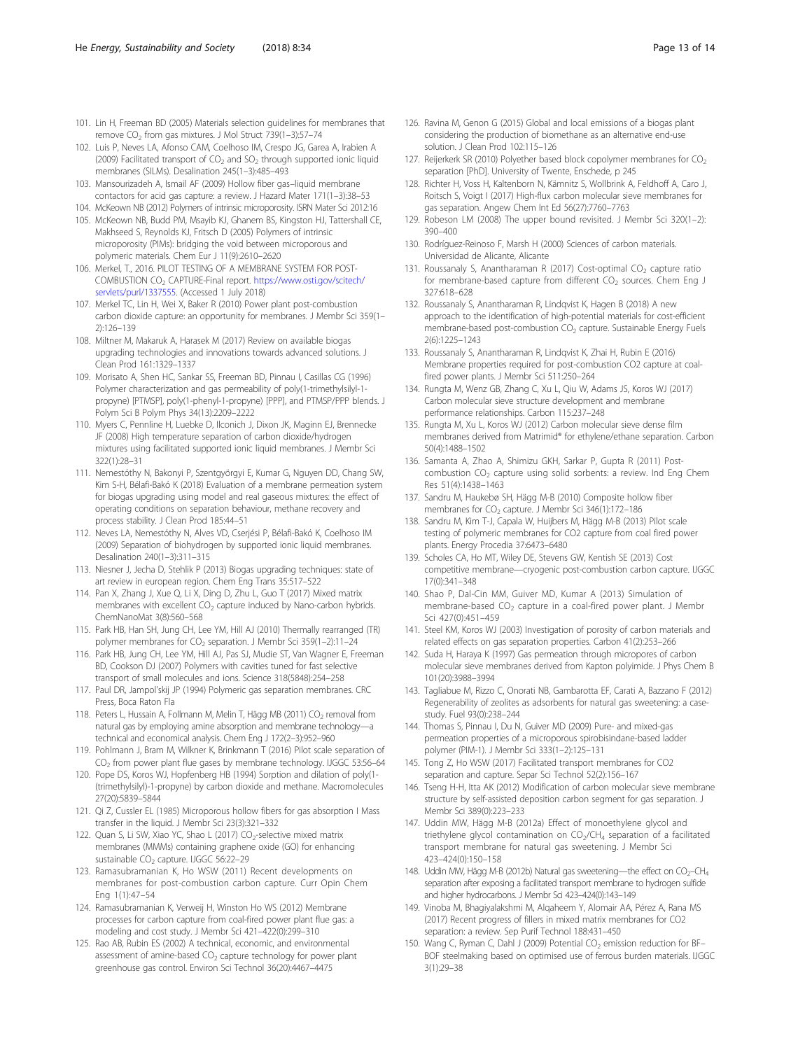101. Lin H, Freeman BD (2005) Materials selection guidelines for membranes that remove $CO_2$ from gas mixtures. J Mol Struct 739(1–3):57–74
102. Luis P, Neves LA, Afonso CAM, Coelhoso IM, Crespo JG, Garea A, Irabien A (2009) Facilitated transport of $CO_2$ and $SO_2$ through supported ionic liquid membranes (SILMs). Desalination 245(1–3):485–493
103. Mansourizadeh A, Ismail AF (2009) Hollow fiber gas–liquid membrane contactors for acid gas capture: a review. J Hazard Mater 171(1–3):38–53
104. McKeown NB (2012) Polymers of intrinsic microporosity. ISRN Mater Sci 2012:16
105. McKeown NB, Budd PM, Msayib KJ, Ghanem BS, Kingston HJ, Tattershall CE, Makhseed S, Reynolds KJ, Fritsch D (2005) Polymers of intrinsic microporosity (PIMs): bridging the void between microporous and polymeric materials. Chem Eur J 11(9):2610–2620
106. Merkel, T., 2016. PILOT TESTING OF A MEMBRANE SYSTEM FOR POST-COMBUSTION $CO_2$ CAPTURE-Final report. https://www.osti.gov/scitech/servlets/purl/1337555. (Accessed 1 July 2018)
107. Merkel TC, Lin H, Wei X, Baker R (2010) Power plant post-combustion carbon dioxide capture: an opportunity for membranes. J Membr Sci 359(1–2):126–139
108. Miltner M, Makaruk A, Harasek M (2017) Review on available biogas upgrading technologies and innovations towards advanced solutions. J Clean Prod 161:1329–1337
109. Morisato A, Shen HC, Sankar SS, Freeman BD, Pinnau I, Casillas CG (1996) Polymer characterization and gas permeability of poly(1-trimethylsilyl-1-propyne) [PTMSP], poly(1-phenyl-1-propyne) [PPP], and PTMSP/PPP blends. J Polym Sci B Polym Phys 34(13):2209–2222
110. Myers C, Pennline H, Luebke D, Ilconich J, Dixon JK, Maginn EJ, Brennecke JF (2008) High temperature separation of carbon dioxide/hydrogen mixtures using facilitated supported ionic liquid membranes. J Membr Sci 322(1):28–31
111. Nemestóthy N, Bakonyi P, Szentgyörgyi E, Kumar G, Nguyen DD, Chang SW, Kim S-H, Bélafi-Bakó K (2018) Evaluation of a membrane permeation system for biogas upgrading using model and real gaseous mixtures: the effect of operating conditions on separation behaviour, methane recovery and process stability. J Clean Prod 185:44–51
112. Neves LA, Nemestóthy N, Alves VD, Cserjési P, Bélafi-Bakó K, Coelhoso IM (2009) Separation of biohydrogen by supported ionic liquid membranes. Desalination 240(1–3):311–315
113. Niesner J, Jecha D, Stehlik P (2013) Biogas upgrading techniques: state of art review in european region. Chem Eng Trans 35:517–522
114. Pan X, Zhang J, Xue Q, Li X, Ding D, Zhu L, Guo T (2017) Mixed matrix membranes with excellent $CO_2$ capture induced by Nano-carbon hybrids. ChemNanoMat 3(8):560–568
115. Park HB, Han SH, Jung CH, Lee YM, Hill AJ (2010) Thermally rearranged (TR) polymer membranes for $CO_2$ separation. J Membr Sci 359(1–2):11–24
116. Park HB, Jung CH, Lee YM, Hill AJ, Pas SJ, Mudie ST, Van Wagner E, Freeman BD, Cookson DJ (2007) Polymers with cavities tuned for fast selective transport of small molecules and ions. Science 318(5848):254–258
117. Paul DR, Jampol'skij JP (1994) Polymeric gas separation membranes. CRC Press, Boca Raton Fla
118. Peters L, Hussain A, Follmann M, Melin T, Hägg MB (2011) $CO_2$ removal from natural gas by employing amine absorption and membrane technology—a technical and economical analysis. Chem Eng J 172(2–3):952–960
119. Pohlmann J, Bram M, Wilkner K, Brinkmann T (2016) Pilot scale separation of $CO_2$ from power plant flue gases by membrane technology. IJGGC 53:56–64
120. Pope DS, Koros WJ, Hopfenberg HB (1994) Sorption and dilation of poly(1-(trimethylsilyl)-1-propyne) by carbon dioxide and methane. Macromolecules 27(20):5839–5844
121. Qi Z, Cussler EL (1985) Microporous hollow fibers for gas absorption I Mass transfer in the liquid. J Membr Sci 23(3):321–332
122. Quan S, Li SW, Xiao YC, Shao L (2017) $CO_2$-selective mixed matrix membranes (MMMs) containing graphene oxide (GO) for enhancing sustainable $CO_2$ capture. IJGGC 56:22–29
123. Ramasubramanian K, Ho WSW (2011) Recent developments on membranes for post-combustion carbon capture. Curr Opin Chem Eng 1(1):47–54
124. Ramasubramanian K, Verweij H, Winston Ho WS (2012) Membrane processes for carbon capture from coal-fired power plant flue gas: a modeling and cost study. J Membr Sci 421–422(0):299–310
125. Rao AB, Rubin ES (2002) A technical, economic, and environmental assessment of amine-based $CO_2$ capture technology for power plant greenhouse gas control. Environ Sci Technol 36(20):4467–4475
126. Ravina M, Genon G (2015) Global and local emissions of a biogas plant considering the production of biomethane as an alternative end-use solution. J Clean Prod 102:115–126
127. Reijerkerk SR (2010) Polyether based block copolymer membranes for $CO_2$ separation [PhD]. University of Twente, Enschede, p 245
128. Richter H, Voss H, Kaltenborn N, Kämnitz S, Wollbrink A, Feldhoff A, Caro J, Roitsch S, Voigt I (2017) High-flux carbon molecular sieve membranes for gas separation. Angew Chem Int Ed 56(27):7760–7763
129. Robeson LM (2008) The upper bound revisited. J Membr Sci 320(1–2):390–400
130. Rodríguez-Reinoso F, Marsh H (2000) Sciences of carbon materials. Universidad de Alicante, Alicante
131. Roussanaly S, Anantharaman R (2017) Cost-optimal $CO_2$ capture ratio for membrane-based capture from different $CO_2$ sources. Chem Eng J 327:618–628
132. Roussanaly S, Anantharaman R, Lindqvist K, Hagen B (2018) A new approach to the identification of high-potential materials for cost-efficient membrane-based post-combustion $CO_2$ capture. Sustainable Energy Fuels 2(6):1225–1243
133. Roussanaly S, Anantharaman R, Lindqvist K, Zhai H, Rubin E (2016) Membrane properties required for post-combustion CO2 capture at coal-fired power plants. J Membr Sci 511:250–264
134. Rungta M, Wenz GB, Zhang C, Xu L, Qiu W, Adams JS, Koros WJ (2017) Carbon molecular sieve structure development and membrane performance relationships. Carbon 115:237–248
135. Rungta M, Xu L, Koros WJ (2012) Carbon molecular sieve dense film membranes derived from Matrimid® for ethylene/ethane separation. Carbon 50(4):1488–1502
136. Samanta A, Zhao A, Shimizu GKH, Sarkar P, Gupta R (2011) Post-combustion $CO_2$ capture using solid sorbents: a review. Ind Eng Chem Res 51(4):1438–1463
137. Sandru M, Haukebø SH, Hägg M-B (2010) Composite hollow fiber membranes for $CO_2$ capture. J Membr Sci 346(1):172–186
138. Sandru M, Kim T-J, Capala W, Huijbers M, Hägg M-B (2013) Pilot scale testing of polymeric membranes for CO2 capture from coal fired power plants. Energy Procedia 37:6473–6480
139. Scholes CA, Ho MT, Wiley DE, Stevens GW, Kentish SE (2013) Cost competitive membrane—cryogenic post-combustion carbon capture. IJGGC 17(0):341–348
140. Shao P, Dal-Cin MM, Guiver MD, Kumar A (2013) Simulation of membrane-based $CO_2$ capture in a coal-fired power plant. J Membr Sci 427(0):451–459
141. Steel KM, Koros WJ (2003) Investigation of porosity of carbon materials and related effects on gas separation properties. Carbon 41(2):253–266
142. Suda H, Haraya K (1997) Gas permeation through micropores of carbon molecular sieve membranes derived from Kapton polyimide. J Phys Chem B 101(20):3988–3994
143. Tagliabue M, Rizzo C, Onorati NB, Gambarotta EF, Carati A, Bazzano F (2012) Regenerability of zeolites as adsorbents for natural gas sweetening: a case-study. Fuel 93(0):238–244
144. Thomas S, Pinnau I, Du N, Guiver MD (2009) Pure- and mixed-gas permeation properties of a microporous spirobisindane-based ladder polymer (PIM-1). J Membr Sci 333(1–2):125–131
145. Tong Z, Ho WSW (2017) Facilitated transport membranes for CO2 separation and capture. Separ Sci Technol 52(2):156–167
146. Tseng H-H, Itta AK (2012) Modification of carbon molecular sieve membrane structure by self-assisted deposition carbon segment for gas separation. J Membr Sci 389(0):223–233
147. Uddin MW, Hägg M-B (2012a) Effect of monoethylene glycol and triethylene glycol contamination on $CO_2$/$CH_4$ separation of a facilitated transport membrane for natural gas sweetening. J Membr Sci 423–424(0):150–158
148. Uddin MW, Hägg M-B (2012b) Natural gas sweetening—the effect on $CO_2$–$CH_4$ separation after exposing a facilitated transport membrane to hydrogen sulfide and higher hydrocarbons. J Membr Sci 423–424(0):143–149
149. Vinoba M, Bhagiyalakshmi M, Alqaheem Y, Alomair AA, Pérez A, Rana MS (2017) Recent progress of fillers in mixed matrix membranes for CO2 separation: a review. Sep Purif Technol 188:431–450
150. Wang C, Ryman C, Dahl J (2009) Potential $CO_2$ emission reduction for BF–BOF steelmaking based on optimised use of ferrous burden materials. IJGGC 3(1):29–38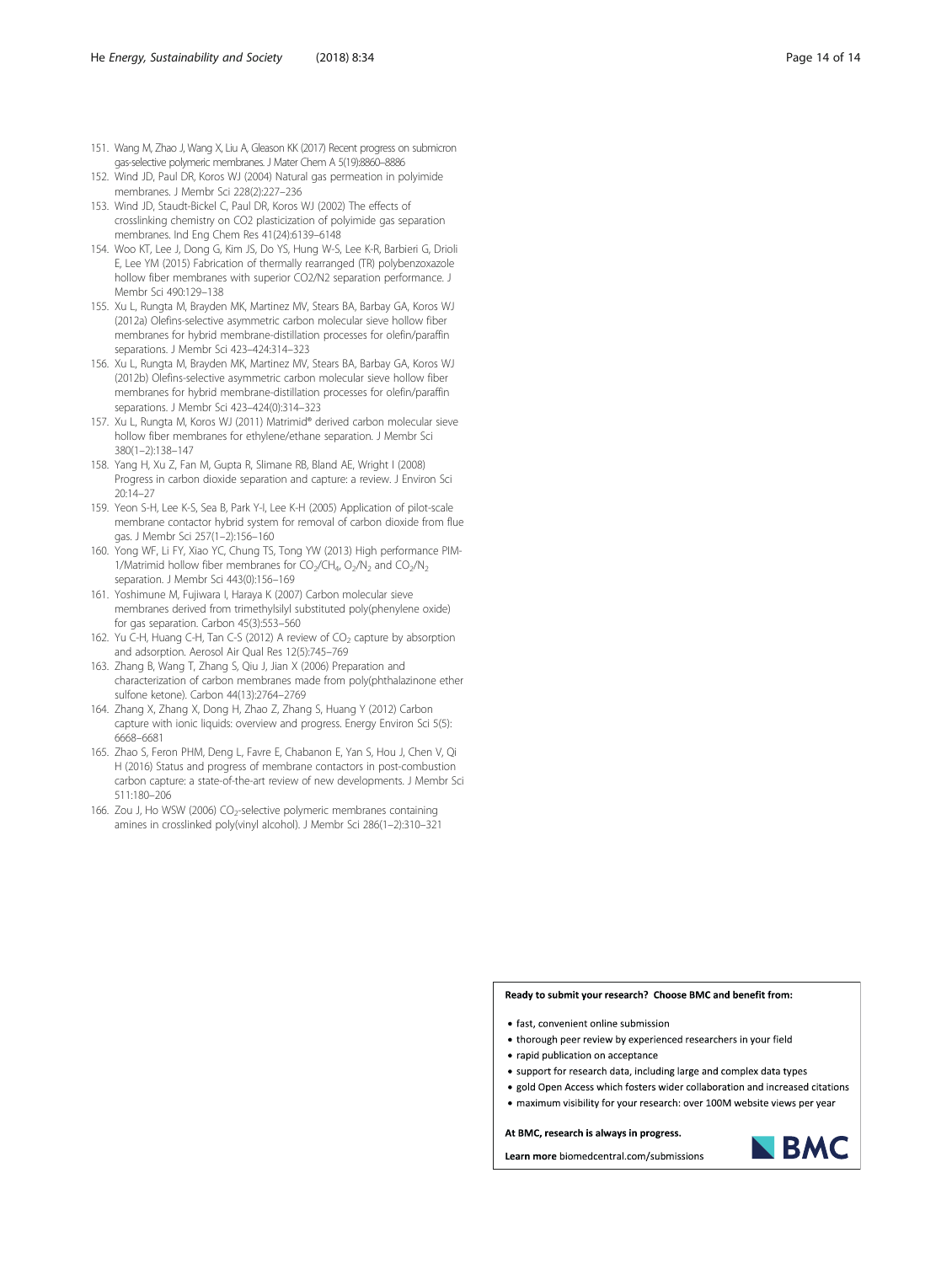151. Wang M, Zhao J, Wang X, Liu A, Gleason KK (2017) Recent progress on submicron gas-selective polymeric membranes. J Mater Chem A 5(19):8860–8886
152. Wind JD, Paul DR, Koros WJ (2004) Natural gas permeation in polyimide membranes. J Membr Sci 228(2):227–236
153. Wind JD, Staudt-Bickel C, Paul DR, Koros WJ (2002) The effects of crosslinking chemistry on CO2 plasticization of polyimide gas separation membranes. Ind Eng Chem Res 41(24):6139–6148
154. Woo KT, Lee J, Dong G, Kim JS, Do YS, Hung W-S, Lee K-R, Barbieri G, Drioli E, Lee YM (2015) Fabrication of thermally rearranged (TR) polybenzoxazole hollow fiber membranes with superior CO2/N2 separation performance. J Membr Sci 490:129–138
155. Xu L, Rungta M, Brayden MK, Martinez MV, Stears BA, Barbay GA, Koros WJ (2012a) Olefins-selective asymmetric carbon molecular sieve hollow fiber membranes for hybrid membrane-distillation processes for olefin/paraffin separations. J Membr Sci 423–424:314–323
156. Xu L, Rungta M, Brayden MK, Martinez MV, Stears BA, Barbay GA, Koros WJ (2012b) Olefins-selective asymmetric carbon molecular sieve hollow fiber membranes for hybrid membrane-distillation processes for olefin/paraffin separations. J Membr Sci 423–424(0):314–323
157. Xu L, Rungta M, Koros WJ (2011) Matrimid® derived carbon molecular sieve hollow fiber membranes for ethylene/ethane separation. J Membr Sci 380(1–2):138–147
158. Yang H, Xu Z, Fan M, Gupta R, Slimane RB, Bland AE, Wright I (2008) Progress in carbon dioxide separation and capture: a review. J Environ Sci 20:14–27
159. Yeon S-H, Lee K-S, Sea B, Park Y-I, Lee K-H (2005) Application of pilot-scale membrane contactor hybrid system for removal of carbon dioxide from flue gas. J Membr Sci 257(1–2):156–160
160. Yong WF, Li FY, Xiao YC, Chung TS, Tong YW (2013) High performance PIM-1/Matrimid hollow fiber membranes for $CO_2/CH_4$, $O_2/N_2$ and $CO_2/N_2$ separation. J Membr Sci 443(0):156–169
161. Yoshimune M, Fujiwara I, Haraya K (2007) Carbon molecular sieve membranes derived from trimethylsilyl substituted poly(phenylene oxide) for gas separation. Carbon 45(3):553–560
162. Yu C-H, Huang C-H, Tan C-S (2012) A review of $CO_2$ capture by absorption and adsorption. Aerosol Air Qual Res 12(5):745–769
163. Zhang B, Wang T, Zhang S, Qiu J, Jian X (2006) Preparation and characterization of carbon membranes made from poly(phthalazinone ether sulfone ketone). Carbon 44(13):2764–2769
164. Zhang X, Zhang X, Dong H, Zhao Z, Zhang S, Huang Y (2012) Carbon capture with ionic liquids: overview and progress. Energy Environ Sci 5(5): 6668–6681
165. Zhao S, Feron PHM, Deng L, Favre E, Chabanon E, Yan S, Hou J, Chen V, Qi H (2016) Status and progress of membrane contactors in post-combustion carbon capture: a state-of-the-art review of new developments. J Membr Sci 511:180–206
166. Zou J, Ho WSW (2006) $CO_2$-selective polymeric membranes containing amines in crosslinked poly(vinyl alcohol). J Membr Sci 286(1–2):310–321

**Ready to submit your research? Choose BMC and benefit from:**

- fast, convenient online submission
- thorough peer review by experienced researchers in your field
- rapid publication on acceptance
- support for research data, including large and complex data types
- gold Open Access which fosters wider collaboration and increased citations
- maximum visibility for your research: over 100M website views per year

**At BMC, research is always in progress.**

**Learn more** biomedcentral.com/submissions

BMC